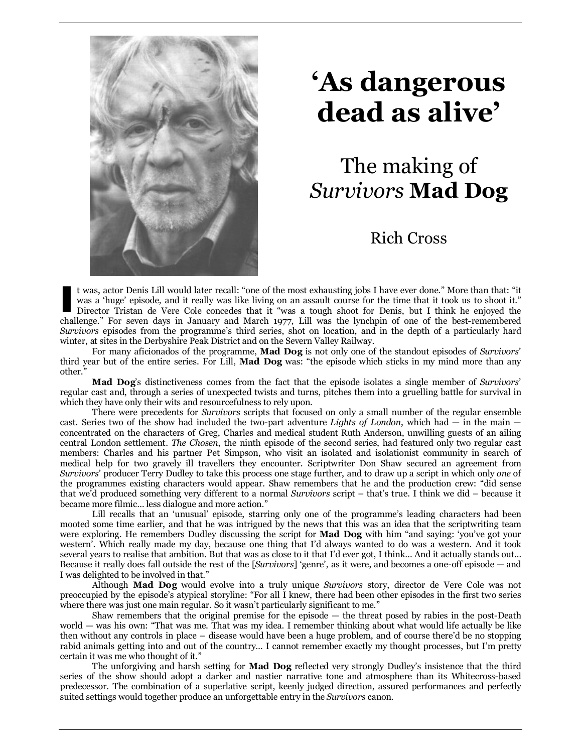# 'As dangerous dead as alive'

## The making of *Survivors* **Mad Dog**

Rich Cross

It was, actor Denis Lill would later recall: "one of the most exhausting jobs I have ever done." More than that: "it was a 'huge' episode, and it really was like living on an assault course for the time that it took us to shoot it." Director Tristan de Vere Cole concedes that it "was a tough shoot for Denis, but I think he enjoyed the challenge." For seven days in January and March 1977, Lill was the lynchpin of one of the best-remembered *Survivors* episodes from the programme's third series, shot on location, and in the depth of a particularly hard winter, at sites in the Derbyshire Peak District and on the Severn Valley Railway.

For many aficionados of the programme, **Mad Dog** is not only one of the standout episodes of *Survivors*' third year but of the entire series. For Lill, **Mad Dog** was: "the episode which sticks in my mind more than any other."

**Mad Dog**'s distinctiveness comes from the fact that the episode isolates a single member of *Survivors*' regular cast and, through a series of unexpected twists and turns, pitches them into a gruelling battle for survival in which they have only their wits and resourcefulness to rely upon.

There were precedents for *Survivors* scripts that focused on only a small number of the regular ensemble cast. Series two of the show had included the two-part adventure *Lights of London*, which had — in the main — concentrated on the characters of Greg, Charles and medical student Ruth Anderson, unwilling guests of an ailing central London settlement. *The Chosen*, the ninth episode of the second series, had featured only two regular cast members: Charles and his partner Pet Simpson, who visit an isolated and isolationist community in search of medical help for two gravely ill travellers they encounter. Scriptwriter Don Shaw secured an agreement from *Survivors*' producer Terry Dudley to take this process one stage further, and to draw up a script in which only *one* of the programmes existing characters would appear. Shaw remembers that he and the production crew: "did sense that we'd produced something very different to a normal *Survivors* script – that's true. I think we did – because it became more filmic… less dialogue and more action."

Lill recalls that an 'unusual' episode, starring only one of the programme's leading characters had been mooted some time earlier, and that he was intrigued by the news that this was an idea that the scriptwriting team were exploring. He remembers Dudley discussing the script for **Mad Dog** with him "and saying: 'you've got your western'. Which really made my day, because one thing that I'd always wanted to do was a western. And it took several years to realise that ambition. But that was as close to it that I'd ever got, I think… And it actually stands out… Because it really does fall outside the rest of the [*Survivors*] 'genre', as it were, and becomes a one-off episode — and I was delighted to be involved in that."

Although **Mad Dog** would evolve into a truly unique *Survivors* story, director de Vere Cole was not preoccupied by the episode's atypical storyline: "For all I knew, there had been other episodes in the first two series where there was just one main regular. So it wasn't particularly significant to me."

Shaw remembers that the original premise for the episode — the threat posed by rabies in the post-Death world — was his own: "That was me. That was my idea. I remember thinking about what would life actually be like then without any controls in place – disease would have been a huge problem, and of course there'd be no stopping rabid animals getting into and out of the country… I cannot remember exactly my thought processes, but I'm pretty certain it was me who thought of it."

The unforgiving and harsh setting for **Mad Dog** reflected very strongly Dudley's insistence that the third series of the show should adopt a darker and nastier narrative tone and atmosphere than its Whitecross-based predecessor. The combination of a superlative script, keenly judged direction, assured performances and perfectly suited settings would together produce an unforgettable entry in the *Survivors* canon.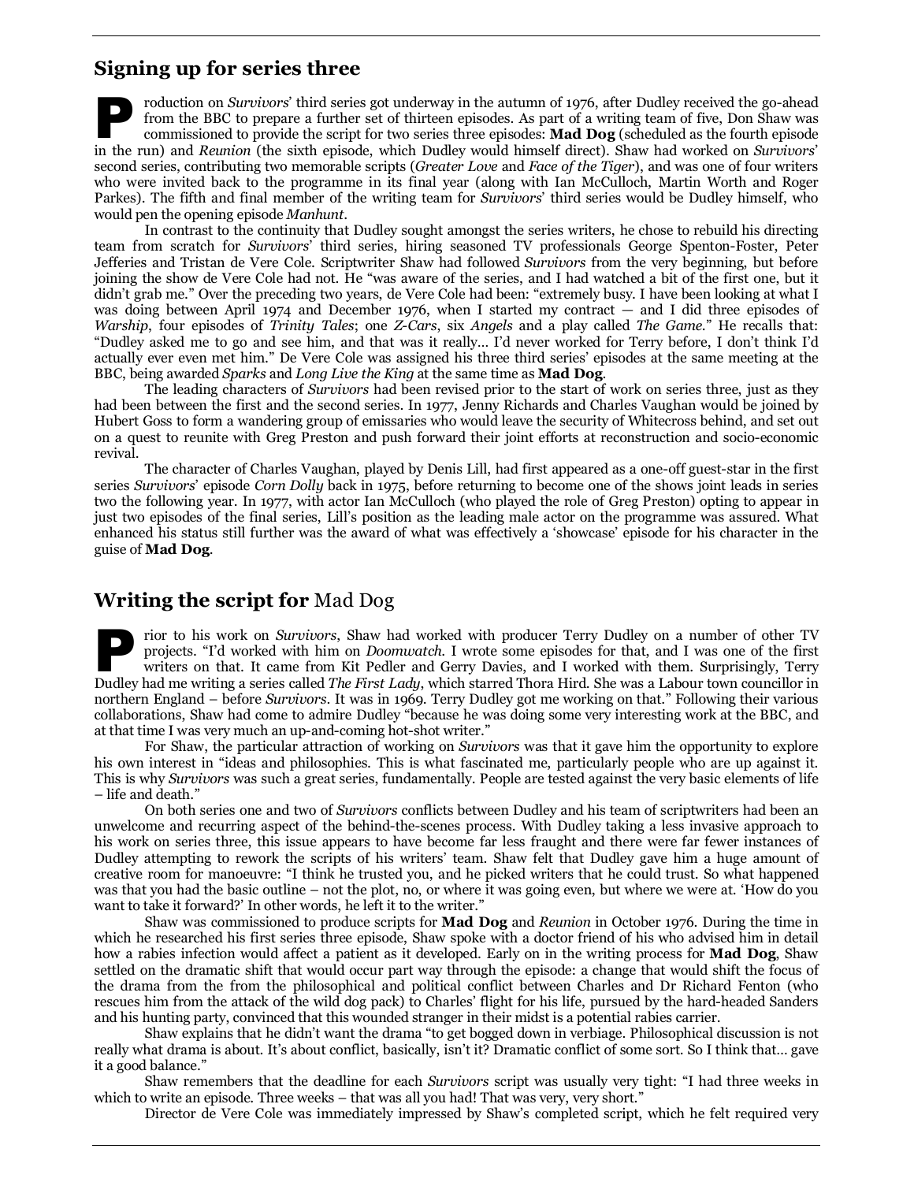## Signing up for series three

Production on *Survivors*' third series got underway in the autumn of 1976, after Dudley received the go-ahead from the BBC to prepare a further set of thirteen episodes. As part of a writing team of five, Don Shaw was commissioned to provide the script for two series three episodes: **Mad Dog** (scheduled as the fourth episode in the run) and *Reunion* (the sixth episode, which Dudley would himself direct). Shaw had worked on *Survivors*' second series, contributing two memorable scripts (*Greater Love* and *Face of the Tiger*), and was one of four writers who were invited back to the programme in its final year (along with Ian McCulloch, Martin Worth and Roger Parkes). The fifth and final member of the writing team for *Survivors*' third series would be Dudley himself, who would pen the opening episode *Manhunt*.

In contrast to the continuity that Dudley sought amongst the series writers, he chose to rebuild his directing team from scratch for *Survivors*' third series, hiring seasoned TV professionals George Spenton-Foster, Peter Jefferies and Tristan de Vere Cole. Scriptwriter Shaw had followed *Survivors* from the very beginning, but before joining the show de Vere Cole had not. He "was aware of the series, and I had watched a bit of the first one, but it didn't grab me." Over the preceding two years, de Vere Cole had been: "extremely busy. I have been looking at what I was doing between April 1974 and December 1976, when I started my contract — and I did three episodes of *Warship*, four episodes of *Trinity Tales*; one *Z-Cars*, six *Angels* and a play called *The Game*." He recalls that: "Dudley asked me to go and see him, and that was it really… I'd never worked for Terry before, I don't think I'd actually ever even met him." De Vere Cole was assigned his three third series' episodes at the same meeting at the BBC, being awarded *Sparks* and *Long Live the King* at the same time as **Mad Dog**.

The leading characters of *Survivors* had been revised prior to the start of work on series three, just as they had been between the first and the second series. In 1977, Jenny Richards and Charles Vaughan would be joined by Hubert Goss to form a wandering group of emissaries who would leave the security of Whitecross behind, and set out on a quest to reunite with Greg Preston and push forward their joint efforts at reconstruction and socio-economic revival.

The character of Charles Vaughan, played by Denis Lill, had first appeared as a one-off guest-star in the first series *Survivors*' episode *Corn Dolly* back in 1975, before returning to become one of the shows joint leads in series two the following year. In 1977, with actor Ian McCulloch (who played the role of Greg Preston) opting to appear in just two episodes of the final series, Lill's position as the leading male actor on the programme was assured. What enhanced his status still further was the award of what was effectively a 'showcase' episode for his character in the guise of **Mad Dog**.

## Writing the script for Mad Dog

Prior to his work on *Survivors*, Shaw had worked with producer Terry Dudley on a number of other TV projects. "I'd worked with him on *Doomwatch*. I wrote some episodes for that, and I was one of the first writers on that. It came from Kit Pedler and Gerry Davies, and I worked with them. Surprisingly, Terry Dudley had me writing a series called *The First Lady*, which starred Thora Hird. She was a Labour town councillor in northern England – before *Survivors*. It was in 1969. Terry Dudley got me working on that." Following their various collaborations, Shaw had come to admire Dudley "because he was doing some very interesting work at the BBC, and at that time I was very much an up-and-coming hot-shot writer."

For Shaw, the particular attraction of working on *Survivors* was that it gave him the opportunity to explore his own interest in "ideas and philosophies. This is what fascinated me, particularly people who are up against it. This is why *Survivors* was such a great series, fundamentally. People are tested against the very basic elements of life – life and death."

On both series one and two of *Survivors* conflicts between Dudley and his team of scriptwriters had been an unwelcome and recurring aspect of the behind-the-scenes process. With Dudley taking a less invasive approach to his work on series three, this issue appears to have become far less fraught and there were far fewer instances of Dudley attempting to rework the scripts of his writers' team. Shaw felt that Dudley gave him a huge amount of creative room for manoeuvre: "I think he trusted you, and he picked writers that he could trust. So what happened was that you had the basic outline – not the plot, no, or where it was going even, but where we were at. 'How do you want to take it forward?' In other words, he left it to the writer."

Shaw was commissioned to produce scripts for **Mad Dog** and *Reunion* in October 1976. During the time in which he researched his first series three episode, Shaw spoke with a doctor friend of his who advised him in detail how a rabies infection would affect a patient as it developed. Early on in the writing process for **Mad Dog**, Shaw settled on the dramatic shift that would occur part way through the episode: a change that would shift the focus of the drama from the from the philosophical and political conflict between Charles and Dr Richard Fenton (who rescues him from the attack of the wild dog pack) to Charles' flight for his life, pursued by the hard-headed Sanders and his hunting party, convinced that this wounded stranger in their midst is a potential rabies carrier.

Shaw explains that he didn't want the drama "to get bogged down in verbiage. Philosophical discussion is not really what drama is about. It's about conflict, basically, isn't it? Dramatic conflict of some sort. So I think that… gave it a good balance."

Shaw remembers that the deadline for each *Survivors* script was usually very tight: "I had three weeks in which to write an episode. Three weeks – that was all you had! That was very, very short."

Director de Vere Cole was immediately impressed by Shaw's completed script, which he felt required very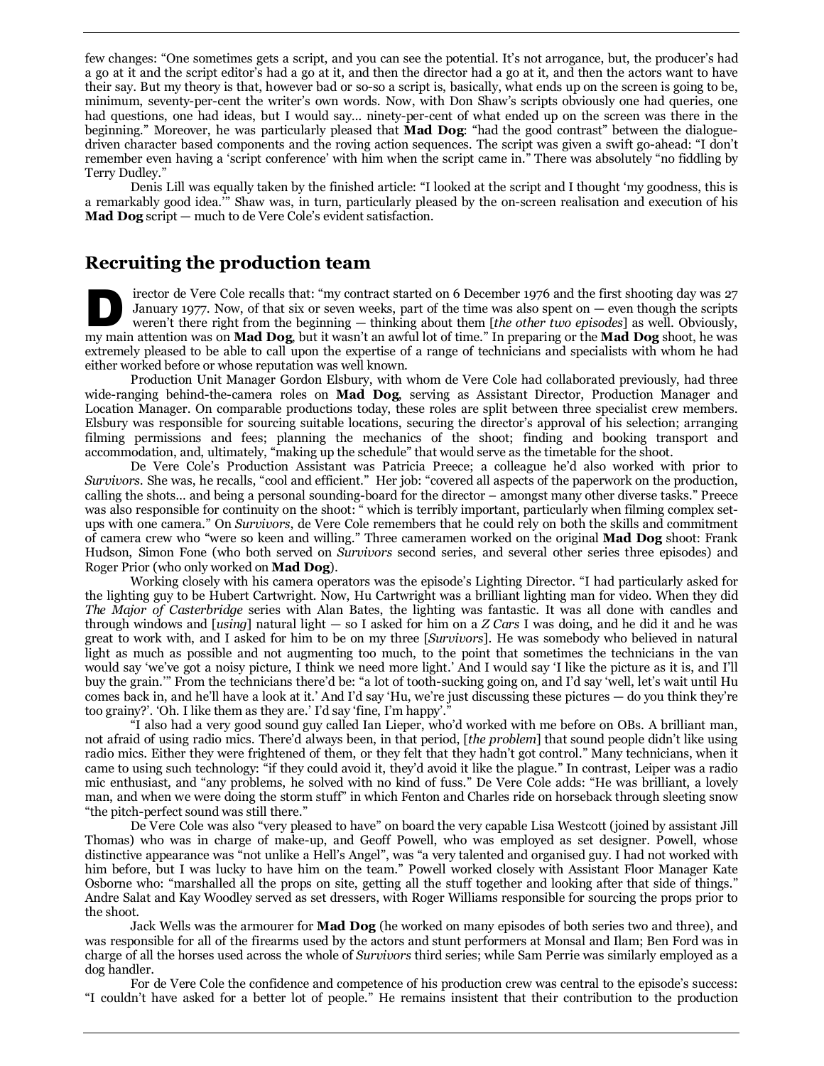few changes: "One sometimes gets a script, and you can see the potential. It's not arrogance, but, the producer's had a go at it and the script editor's had a go at it, and then the director had a go at it, and then the actors want to have their say. But my theory is that, however bad or so-so a script is, basically, what ends up on the screen is going to be, minimum, seventy-per-cent the writer's own words. Now, with Don Shaw's scripts obviously one had queries, one had questions, one had ideas, but I would say… ninety-per-cent of what ended up on the screen was there in the beginning." Moreover, he was particularly pleased that **Mad Dog**: "had the good contrast" between the dialogue-driven character based components and the roving action sequences. The script was given a swift go-ahead: "I don't remember even having a 'script conference' with him when the script came in." There was absolutely "no fiddling by Terry Dudley."

Denis Lill was equally taken by the finished article: "I looked at the script and I thought 'my goodness, this is a remarkably good idea.'" Shaw was, in turn, particularly pleased by the on-screen realisation and execution of his **Mad Dog** script — much to de Vere Cole's evident satisfaction.

## Recruiting the production team

Director de Vere Cole recalls that: "my contract started on 6 December 1976 and the first shooting day was 27 January 1977. Now, of that six or seven weeks, part of the time was also spent on — even though the scripts weren't there right from the beginning — thinking about them [*the other two episodes*] as well. Obviously, my main attention was on **Mad Dog**, but it wasn't an awful lot of time." In preparing or the **Mad Dog** shoot, he was extremely pleased to be able to call upon the expertise of a range of technicians and specialists with whom he had either worked before or whose reputation was well known.

Production Unit Manager Gordon Elsbury, with whom de Vere Cole had collaborated previously, had three wide-ranging behind-the-camera roles on **Mad Dog**, serving as Assistant Director, Production Manager and Location Manager. On comparable productions today, these roles are split between three specialist crew members. Elsbury was responsible for sourcing suitable locations, securing the director's approval of his selection; arranging filming permissions and fees; planning the mechanics of the shoot; finding and booking transport and accommodation, and, ultimately, "making up the schedule" that would serve as the timetable for the shoot.

De Vere Cole's Production Assistant was Patricia Preece; a colleague he'd also worked with prior to *Survivors*. She was, he recalls, "cool and efficient." Her job: "covered all aspects of the paperwork on the production, calling the shots… and being a personal sounding-board for the director – amongst many other diverse tasks." Preece was also responsible for continuity on the shoot: " which is terribly important, particularly when filming complex set-ups with one camera." On *Survivors*, de Vere Cole remembers that he could rely on both the skills and commitment of camera crew who "were so keen and willing." Three cameramen worked on the original **Mad Dog** shoot: Frank Hudson, Simon Fone (who both served on *Survivors* second series, and several other series three episodes) and Roger Prior (who only worked on **Mad Dog**).

Working closely with his camera operators was the episode's Lighting Director. "I had particularly asked for the lighting guy to be Hubert Cartwright. Now, Hu Cartwright was a brilliant lighting man for video. When they did *The Major of Casterbridge* series with Alan Bates, the lighting was fantastic. It was all done with candles and through windows and [*using*] natural light — so I asked for him on a *Z Cars* I was doing, and he did it and he was great to work with, and I asked for him to be on my three [*Survivors*]. He was somebody who believed in natural light as much as possible and not augmenting too much, to the point that sometimes the technicians in the van would say 'we've got a noisy picture, I think we need more light.' And I would say 'I like the picture as it is, and I'll buy the grain.'" From the technicians there'd be: "a lot of tooth-sucking going on, and I'd say 'well, let's wait until Hu comes back in, and he'll have a look at it.' And I'd say 'Hu, we're just discussing these pictures — do you think they're too grainy?'. 'Oh. I like them as they are.' I'd say 'fine, I'm happy'."

"I also had a very good sound guy called Ian Lieper, who'd worked with me before on OBs. A brilliant man, not afraid of using radio mics. There'd always been, in that period, [*the problem*] that sound people didn't like using radio mics. Either they were frightened of them, or they felt that they hadn't got control." Many technicians, when it came to using such technology: "if they could avoid it, they'd avoid it like the plague." In contrast, Leiper was a radio mic enthusiast, and "any problems, he solved with no kind of fuss." De Vere Cole adds: "He was brilliant, a lovely man, and when we were doing the storm stuff" in which Fenton and Charles ride on horseback through sleeting snow "the pitch-perfect sound was still there."

De Vere Cole was also "very pleased to have" on board the very capable Lisa Westcott (joined by assistant Jill Thomas) who was in charge of make-up, and Geoff Powell, who was employed as set designer. Powell, whose distinctive appearance was "not unlike a Hell's Angel", was "a very talented and organised guy. I had not worked with him before, but I was lucky to have him on the team." Powell worked closely with Assistant Floor Manager Kate Osborne who: "marshalled all the props on site, getting all the stuff together and looking after that side of things." Andre Salat and Kay Woodley served as set dressers, with Roger Williams responsible for sourcing the props prior to the shoot.

Jack Wells was the armourer for **Mad Dog** (he worked on many episodes of both series two and three), and was responsible for all of the firearms used by the actors and stunt performers at Monsal and Ilam; Ben Ford was in charge of all the horses used across the whole of *Survivors* third series; while Sam Perrie was similarly employed as a dog handler.

For de Vere Cole the confidence and competence of his production crew was central to the episode's success: "I couldn't have asked for a better lot of people." He remains insistent that their contribution to the production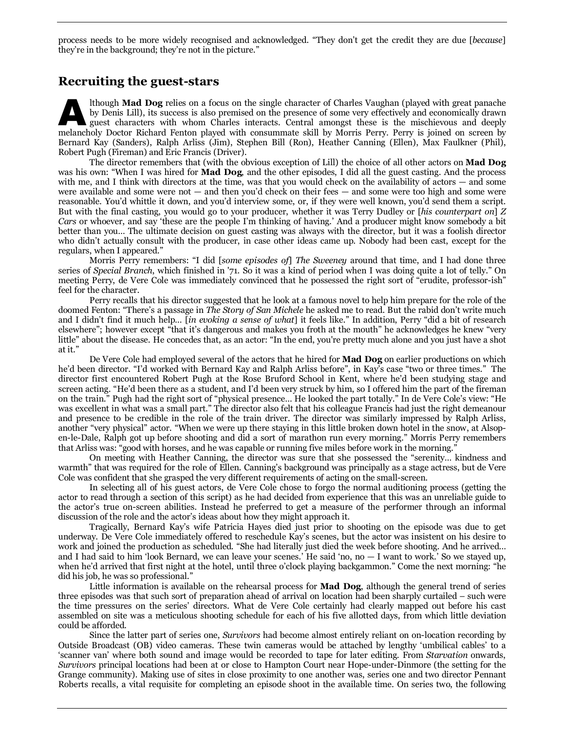process needs to be more widely recognised and acknowledged. "They don't get the credit they are due [*because*] they're in the background; they're not in the picture."

## Recruiting the guest-stars

Although **Mad Dog** relies on a focus on the single character of Charles Vaughan (played with great panache by Denis Lill), its success is also premised on the presence of some very effectively and economically drawn guest characters with whom Charles interacts. Central amongst these is the mischievous and deeply melancholy Doctor Richard Fenton played with consummate skill by Morris Perry. Perry is joined on screen by Bernard Kay (Sanders), Ralph Arliss (Jim), Stephen Bill (Ron), Heather Canning (Ellen), Max Faulkner (Phil), Robert Pugh (Fireman) and Eric Francis (Driver).

The director remembers that (with the obvious exception of Lill) the choice of all other actors on **Mad Dog** was his own: "When I was hired for **Mad Dog**, and the other episodes, I did all the guest casting. And the process with me, and I think with directors at the time, was that you would check on the availability of actors — and some were available and some were not — and then you'd check on their fees — and some were too high and some were reasonable. You'd whittle it down, and you'd interview some, or, if they were well known, you'd send them a script. But with the final casting, you would go to your producer, whether it was Terry Dudley or [*his counterpart on*] *Z Cars* or whoever, and say 'these are the people I'm thinking of having.' And a producer might know somebody a bit better than you… The ultimate decision on guest casting was always with the director, but it was a foolish director who didn't actually consult with the producer, in case other ideas came up. Nobody had been cast, except for the regulars, when I appeared."

Morris Perry remembers: "I did [*some episodes of*] *The Sweeney* around that time, and I had done three series of *Special Branch*, which finished in '71. So it was a kind of period when I was doing quite a lot of telly." On meeting Perry, de Vere Cole was immediately convinced that he possessed the right sort of "erudite, professor-ish" feel for the character.

Perry recalls that his director suggested that he look at a famous novel to help him prepare for the role of the doomed Fenton: "There's a passage in *The Story of San Michele* he asked me to read. But the rabid don't write much and I didn't find it much help… [*in evoking a sense of what*] it feels like." In addition, Perry "did a bit of research elsewhere"; however except "that it's dangerous and makes you froth at the mouth" he acknowledges he knew "very little" about the disease. He concedes that, as an actor: "In the end, you're pretty much alone and you just have a shot at it."

De Vere Cole had employed several of the actors that he hired for **Mad Dog** on earlier productions on which he'd been director. "I'd worked with Bernard Kay and Ralph Arliss before", in Kay's case "two or three times." The director first encountered Robert Pugh at the Rose Bruford School in Kent, where he'd been studying stage and screen acting. "He'd been there as a student, and I'd been very struck by him, so I offered him the part of the fireman on the train." Pugh had the right sort of "physical presence… He looked the part totally." In de Vere Cole's view: "He was excellent in what was a small part." The director also felt that his colleague Francis had just the right demeanour and presence to be credible in the role of the train driver. The director was similarly impressed by Ralph Arliss, another "very physical" actor. "When we were up there staying in this little broken down hotel in the snow, at Alsop-en-le-Dale, Ralph got up before shooting and did a sort of marathon run every morning." Morris Perry remembers that Arliss was: "good with horses, and he was capable or running five miles before work in the morning."

On meeting with Heather Canning, the director was sure that she possessed the "serenity… kindness and warmth" that was required for the role of Ellen. Canning's background was principally as a stage actress, but de Vere Cole was confident that she grasped the very different requirements of acting on the small-screen.

In selecting all of his guest actors, de Vere Cole chose to forgo the normal auditioning process (getting the actor to read through a section of this script) as he had decided from experience that this was an unreliable guide to the actor's true on-screen abilities. Instead he preferred to get a measure of the performer through an informal discussion of the role and the actor's ideas about how they might approach it.

Tragically, Bernard Kay's wife Patricia Hayes died just prior to shooting on the episode was due to get underway. De Vere Cole immediately offered to reschedule Kay's scenes, but the actor was insistent on his desire to work and joined the production as scheduled. "She had literally just died the week before shooting. And he arrived… and I had said to him 'look Bernard, we can leave your scenes.' He said 'no, no — I want to work.' So we stayed up, when he'd arrived that first night at the hotel, until three o'clock playing backgammon." Come the next morning: "he did his job, he was so professional."

Little information is available on the rehearsal process for **Mad Dog**, although the general trend of series three episodes was that such sort of preparation ahead of arrival on location had been sharply curtailed – such were the time pressures on the series' directors. What de Vere Cole certainly had clearly mapped out before his cast assembled on site was a meticulous shooting schedule for each of his five allotted days, from which little deviation could be afforded.

Since the latter part of series one, *Survivors* had become almost entirely reliant on on-location recording by Outside Broadcast (OB) video cameras. These twin cameras would be attached by lengthy 'umbilical cables' to a 'scanner van' where both sound and image would be recorded to tape for later editing. From *Starvation* onwards, *Survivors* principal locations had been at or close to Hampton Court near Hope-under-Dinmore (the setting for the Grange community). Making use of sites in close proximity to one another was, series one and two director Pennant Roberts recalls, a vital requisite for completing an episode shoot in the available time. On series two, the following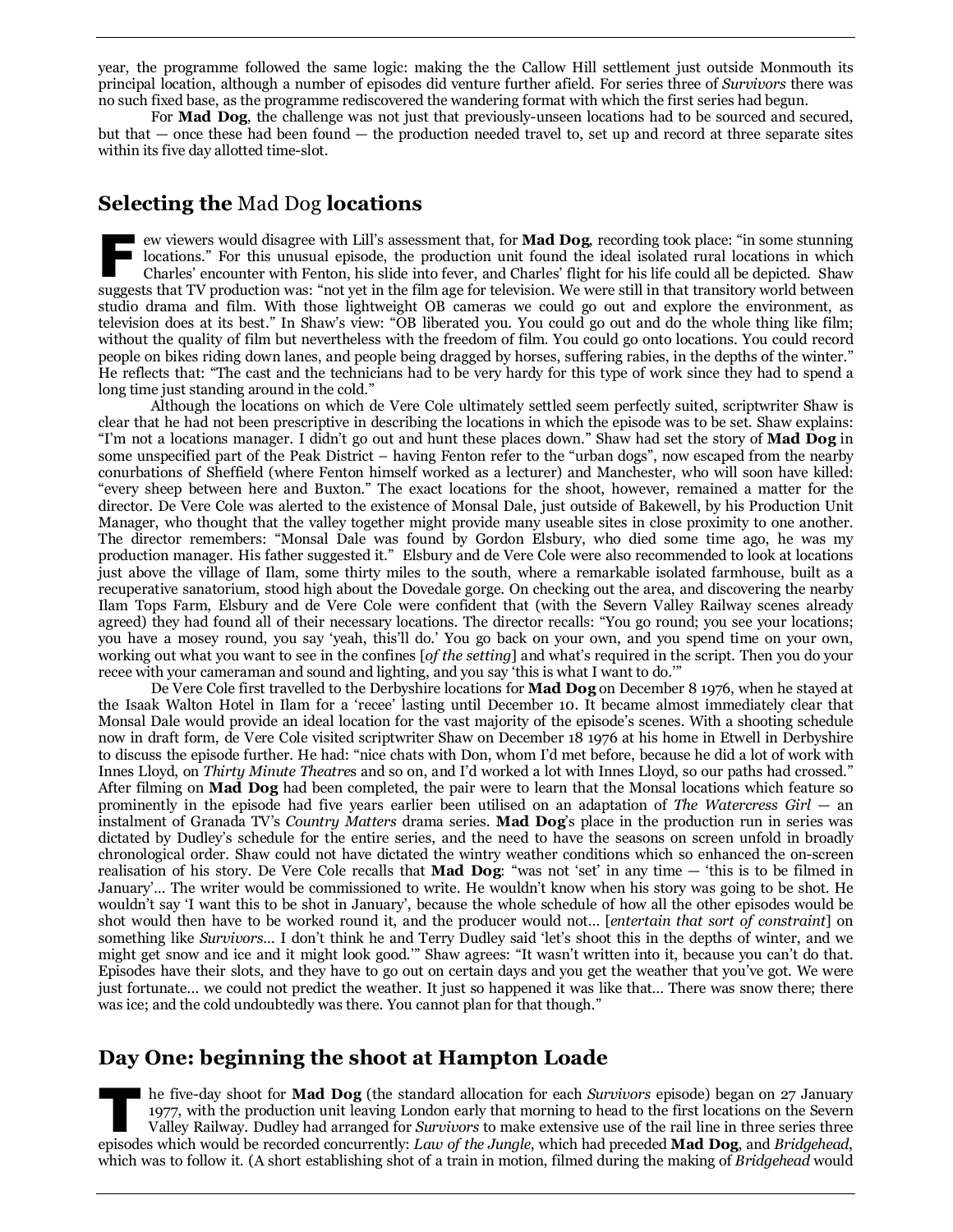year, the programme followed the same logic: making the the Callow Hill settlement just outside Monmouth its principal location, although a number of episodes did venture further afield. For series three of *Survivors* there was no such fixed base, as the programme rediscovered the wandering format with which the first series had begun.

For **Mad Dog**, the challenge was not just that previously-unseen locations had to be sourced and secured, but that — once these had been found — the production needed travel to, set up and record at three separate sites within its five day allotted time-slot.

## Selecting the *Mad Dog* locations

Few viewers would disagree with Lill's assessment that, for **Mad Dog**, recording took place: "in some stunning locations." For this unusual episode, the production unit found the ideal isolated rural locations in which Charles' encounter with Fenton, his slide into fever, and Charles' flight for his life could all be depicted. Shaw suggests that TV production was: "not yet in the film age for television. We were still in that transitory world between studio drama and film. With those lightweight OB cameras we could go out and explore the environment, as television does at its best." In Shaw's view: "OB liberated you. You could go out and do the whole thing like film; without the quality of film but nevertheless with the freedom of film. You could go onto locations. You could record people on bikes riding down lanes, and people being dragged by horses, suffering rabies, in the depths of the winter." He reflects that: "The cast and the technicians had to be very hardy for this type of work since they had to spend a long time just standing around in the cold."

Although the locations on which de Vere Cole ultimately settled seem perfectly suited, scriptwriter Shaw is clear that he had not been prescriptive in describing the locations in which the episode was to be set. Shaw explains: "I'm not a locations manager. I didn't go out and hunt these places down." Shaw had set the story of **Mad Dog** in some unspecified part of the Peak District – having Fenton refer to the "urban dogs", now escaped from the nearby conurbations of Sheffield (where Fenton himself worked as a lecturer) and Manchester, who will soon have killed: "every sheep between here and Buxton." The exact locations for the shoot, however, remained a matter for the director. De Vere Cole was alerted to the existence of Monsal Dale, just outside of Bakewell, by his Production Unit Manager, who thought that the valley together might provide many useable sites in close proximity to one another. The director remembers: "Monsal Dale was found by Gordon Elsbury, who died some time ago, he was my production manager. His father suggested it." Elsbury and de Vere Cole were also recommended to look at locations just above the village of Ilam, some thirty miles to the south, where a remarkable isolated farmhouse, built as a recuperative sanatorium, stood high about the Dovedale gorge. On checking out the area, and discovering the nearby Ilam Tops Farm, Elsbury and de Vere Cole were confident that (with the Severn Valley Railway scenes already agreed) they had found all of their necessary locations. The director recalls: "You go round; you see your locations; you have a mosey round, you say 'yeah, this'll do.' You go back on your own, and you spend time on your own, working out what you want to see in the confines [*of the setting*] and what's required in the script. Then you do your recce with your cameraman and sound and lighting, and you say 'this is what I want to do.'"

De Vere Cole first travelled to the Derbyshire locations for **Mad Dog** on December 8 1976, when he stayed at the Isaak Walton Hotel in Ilam for a 'recce' lasting until December 10. It became almost immediately clear that Monsal Dale would provide an ideal location for the vast majority of the episode's scenes. With a shooting schedule now in draft form, de Vere Cole visited scriptwriter Shaw on December 18 1976 at his home in Etwell in Derbyshire to discuss the episode further. He had: "nice chats with Don, whom I'd met before, because he did a lot of work with Innes Lloyd, on *Thirty Minute Theatre*s and so on, and I'd worked a lot with Innes Lloyd, so our paths had crossed." After filming on **Mad Dog** had been completed, the pair were to learn that the Monsal locations which feature so prominently in the episode had five years earlier been utilised on an adaptation of *The Watercress Girl* — an instalment of Granada TV's *Country Matters* drama series. **Mad Dog**'s place in the production run in series was dictated by Dudley's schedule for the entire series, and the need to have the seasons on screen unfold in broadly chronological order. Shaw could not have dictated the wintry weather conditions which so enhanced the on-screen realisation of his story. De Vere Cole recalls that **Mad Dog**: "was not 'set' in any time — 'this is to be filmed in January'... The writer would be commissioned to write. He wouldn't know when his story was going to be shot. He wouldn't say 'I want this to be shot in January', because the whole schedule of how all the other episodes would be shot would then have to be worked round it, and the producer would not... [*entertain that sort of constraint*] on something like *Survivors*... I don't think he and Terry Dudley said 'let's shoot this in the depths of winter, and we might get snow and ice and it might look good.'" Shaw agrees: "It wasn't written into it, because you can't do that. Episodes have their slots, and they have to go out on certain days and you get the weather that you've got. We were just fortunate... we could not predict the weather. It just so happened it was like that... There was snow there; there was ice; and the cold undoubtedly was there. You cannot plan for that though."

## Day One: beginning the shoot at Hampton Loade

The five-day shoot for **Mad Dog** (the standard allocation for each *Survivors* episode) began on 27 January 1977, with the production unit leaving London early that morning to head to the first locations on the Severn Valley Railway. Dudley had arranged for *Survivors* to make extensive use of the rail line in three series three episodes which would be recorded concurrently: *Law of the Jungle*, which had preceded **Mad Dog**, and *Bridgehead*, which was to follow it. (A short establishing shot of a train in motion, filmed during the making of *Bridgehead* would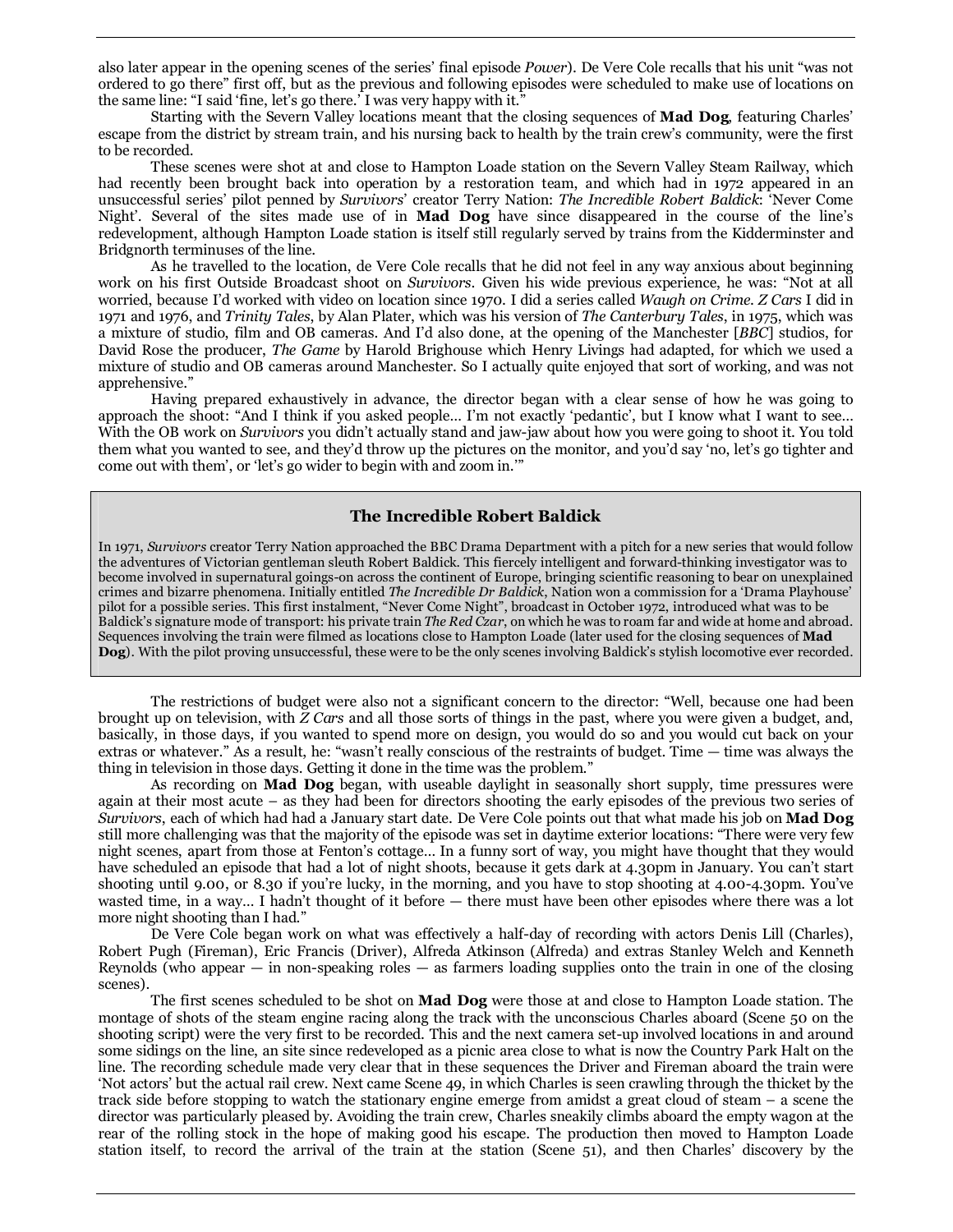also later appear in the opening scenes of the series' final episode *Power*). De Vere Cole recalls that his unit "was not ordered to go there" first off, but as the previous and following episodes were scheduled to make use of locations on the same line: "I said 'fine, let's go there.' I was very happy with it."

Starting with the Severn Valley locations meant that the closing sequences of **Mad Dog**, featuring Charles' escape from the district by stream train, and his nursing back to health by the train crew's community, were the first to be recorded.

These scenes were shot at and close to Hampton Loade station on the Severn Valley Steam Railway, which had recently been brought back into operation by a restoration team, and which had in 1972 appeared in an unsuccessful series' pilot penned by *Survivors*' creator Terry Nation: *The Incredible Robert Baldick*: 'Never Come Night'. Several of the sites made use of in **Mad Dog** have since disappeared in the course of the line's redevelopment, although Hampton Loade station is itself still regularly served by trains from the Kidderminster and Bridgnorth terminuses of the line.

As he travelled to the location, de Vere Cole recalls that he did not feel in any way anxious about beginning work on his first Outside Broadcast shoot on *Survivors*. Given his wide previous experience, he was: "Not at all worried, because I'd worked with video on location since 1970. I did a series called *Waugh on Crime*. *Z Cars* I did in 1971 and 1976, and *Trinity Tales*, by Alan Plater, which was his version of *The Canterbury Tales*, in 1975, which was a mixture of studio, film and OB cameras. And I'd also done, at the opening of the Manchester [*BBC*] studios, for David Rose the producer, *The Game* by Harold Brighouse which Henry Livings had adapted, for which we used a mixture of studio and OB cameras around Manchester. So I actually quite enjoyed that sort of working, and was not apprehensive."

Having prepared exhaustively in advance, the director began with a clear sense of how he was going to approach the shoot: "And I think if you asked people… I'm not exactly 'pedantic', but I know what I want to see… With the OB work on *Survivors* you didn't actually stand and jaw-jaw about how you were going to shoot it. You told them what you wanted to see, and they'd throw up the pictures on the monitor, and you'd say 'no, let's go tighter and come out with them', or 'let's go wider to begin with and zoom in.'"

> ### The Incredible Robert Baldick
>
> In 1971, *Survivors* creator Terry Nation approached the BBC Drama Department with a pitch for a new series that would follow the adventures of Victorian gentleman sleuth Robert Baldick. This fiercely intelligent and forward-thinking investigator was to become involved in supernatural goings-on across the continent of Europe, bringing scientific reasoning to bear on unexplained crimes and bizarre phenomena. Initially entitled *The Incredible Dr Baldick*, Nation won a commission for a 'Drama Playhouse' pilot for a possible series. This first instalment, "Never Come Night", broadcast in October 1972, introduced what was to be Baldick's signature mode of transport: his private train *The Red Czar*, on which he was to roam far and wide at home and abroad. Sequences involving the train were filmed as locations close to Hampton Loade (later used for the closing sequences of **Mad Dog**). With the pilot proving unsuccessful, these were to be the only scenes involving Baldick's stylish locomotive ever recorded.

The restrictions of budget were also not a significant concern to the director: "Well, because one had been brought up on television, with *Z Cars* and all those sorts of things in the past, where you were given a budget, and, basically, in those days, if you wanted to spend more on design, you would do so and you would cut back on your extras or whatever." As a result, he: "wasn't really conscious of the restraints of budget. Time — time was always the thing in television in those days. Getting it done in the time was the problem."

As recording on **Mad Dog** began, with useable daylight in seasonally short supply, time pressures were again at their most acute – as they had been for directors shooting the early episodes of the previous two series of *Survivors*, each of which had had a January start date. De Vere Cole points out that what made his job on **Mad Dog** still more challenging was that the majority of the episode was set in daytime exterior locations: "There were very few night scenes, apart from those at Fenton's cottage… In a funny sort of way, you might have thought that they would have scheduled an episode that had a lot of night shoots, because it gets dark at 4.30pm in January. You can't start shooting until 9.00, or 8.30 if you're lucky, in the morning, and you have to stop shooting at 4.00-4.30pm. You've wasted time, in a way… I hadn't thought of it before — there must have been other episodes where there was a lot more night shooting than I had."

De Vere Cole began work on what was effectively a half-day of recording with actors Denis Lill (Charles), Robert Pugh (Fireman), Eric Francis (Driver), Alfreda Atkinson (Alfreda) and extras Stanley Welch and Kenneth Reynolds (who appear — in non-speaking roles — as farmers loading supplies onto the train in one of the closing scenes).

The first scenes scheduled to be shot on **Mad Dog** were those at and close to Hampton Loade station. The montage of shots of the steam engine racing along the track with the unconscious Charles aboard (Scene 50 on the shooting script) were the very first to be recorded. This and the next camera set-up involved locations in and around some sidings on the line, an site since redeveloped as a picnic area close to what is now the Country Park Halt on the line. The recording schedule made very clear that in these sequences the Driver and Fireman aboard the train were 'Not actors' but the actual rail crew. Next came Scene 49, in which Charles is seen crawling through the thicket by the track side before stopping to watch the stationary engine emerge from amidst a great cloud of steam – a scene the director was particularly pleased by. Avoiding the train crew, Charles sneakily climbs aboard the empty wagon at the rear of the rolling stock in the hope of making good his escape. The production then moved to Hampton Loade station itself, to record the arrival of the train at the station (Scene 51), and then Charles' discovery by the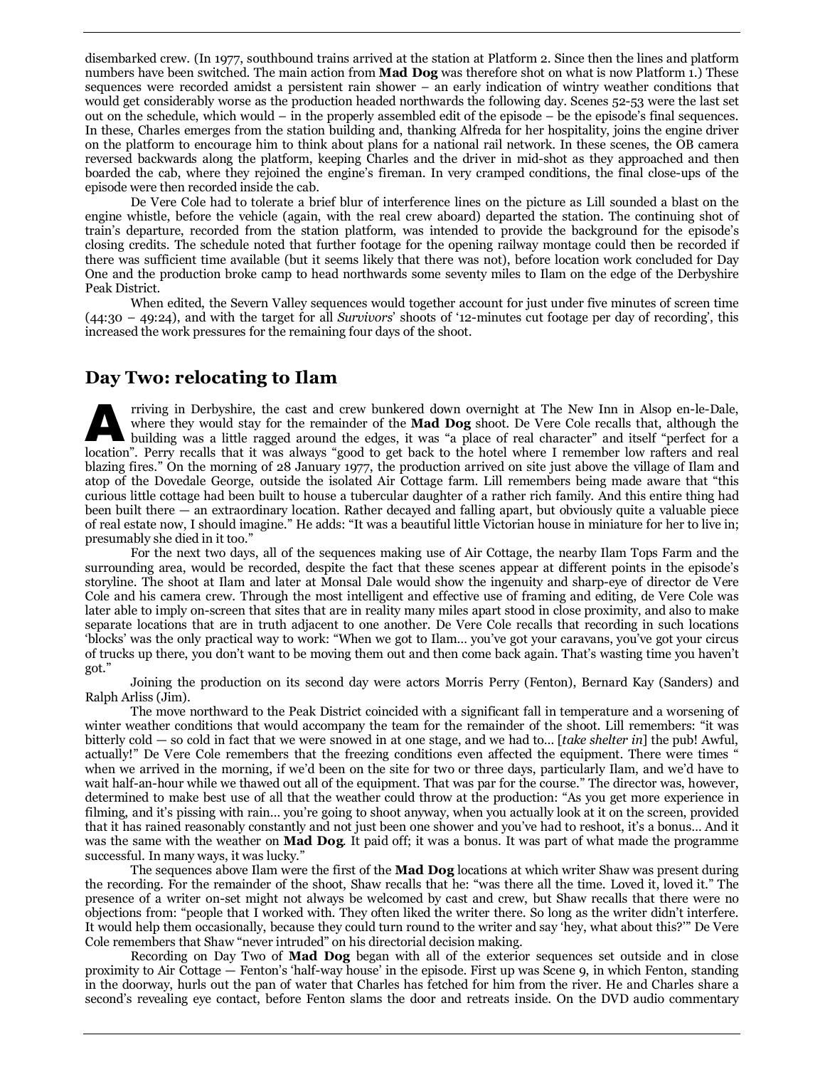disembarked crew. (In 1977, southbound trains arrived at the station at Platform 2. Since then the lines and platform numbers have been switched. The main action from **Mad Dog** was therefore shot on what is now Platform 1.) These sequences were recorded amidst a persistent rain shower – an early indication of wintry weather conditions that would get considerably worse as the production headed northwards the following day. Scenes 52-53 were the last set out on the schedule, which would – in the properly assembled edit of the episode – be the episode's final sequences. In these, Charles emerges from the station building and, thanking Alfreda for her hospitality, joins the engine driver on the platform to encourage him to think about plans for a national rail network. In these scenes, the OB camera reversed backwards along the platform, keeping Charles and the driver in mid-shot as they approached and then boarded the cab, where they rejoined the engine's fireman. In very cramped conditions, the final close-ups of the episode were then recorded inside the cab.

De Vere Cole had to tolerate a brief blur of interference lines on the picture as Lill sounded a blast on the engine whistle, before the vehicle (again, with the real crew aboard) departed the station. The continuing shot of train's departure, recorded from the station platform, was intended to provide the background for the episode's closing credits. The schedule noted that further footage for the opening railway montage could then be recorded if there was sufficient time available (but it seems likely that there was not), before location work concluded for Day One and the production broke camp to head northwards some seventy miles to Ilam on the edge of the Derbyshire Peak District.

When edited, the Severn Valley sequences would together account for just under five minutes of screen time (44:30 – 49:24), and with the target for all *Survivors*' shoots of '12-minutes cut footage per day of recording', this increased the work pressures for the remaining four days of the shoot.

## Day Two: relocating to Ilam

Arriving in Derbyshire, the cast and crew bunkered down overnight at The New Inn in Alsop en-le-Dale, where they would stay for the remainder of the **Mad Dog** shoot. De Vere Cole recalls that, although the building was a little ragged around the edges, it was "a place of real character" and itself "perfect for a location". Perry recalls that it was always "good to get back to the hotel where I remember low rafters and real blazing fires." On the morning of 28 January 1977, the production arrived on site just above the village of Ilam and atop of the Dovedale George, outside the isolated Air Cottage farm. Lill remembers being made aware that "this curious little cottage had been built to house a tubercular daughter of a rather rich family. And this entire thing had been built there — an extraordinary location. Rather decayed and falling apart, but obviously quite a valuable piece of real estate now, I should imagine." He adds: "It was a beautiful little Victorian house in miniature for her to live in; presumably she died in it too."

For the next two days, all of the sequences making use of Air Cottage, the nearby Ilam Tops Farm and the surrounding area, would be recorded, despite the fact that these scenes appear at different points in the episode's storyline. The shoot at Ilam and later at Monsal Dale would show the ingenuity and sharp-eye of director de Vere Cole and his camera crew. Through the most intelligent and effective use of framing and editing, de Vere Cole was later able to imply on-screen that sites that are in reality many miles apart stood in close proximity, and also to make separate locations that are in truth adjacent to one another. De Vere Cole recalls that recording in such locations 'blocks' was the only practical way to work: "When we got to Ilam… you've got your caravans, you've got your circus of trucks up there, you don't want to be moving them out and then come back again. That's wasting time you haven't got."

Joining the production on its second day were actors Morris Perry (Fenton), Bernard Kay (Sanders) and Ralph Arliss (Jim).

The move northward to the Peak District coincided with a significant fall in temperature and a worsening of winter weather conditions that would accompany the team for the remainder of the shoot. Lill remembers: "it was bitterly cold — so cold in fact that we were snowed in at one stage, and we had to… [*take shelter in*] the pub! Awful, actually!" De Vere Cole remembers that the freezing conditions even affected the equipment. There were times " when we arrived in the morning, if we'd been on the site for two or three days, particularly Ilam, and we'd have to wait half-an-hour while we thawed out all of the equipment. That was par for the course." The director was, however, determined to make best use of all that the weather could throw at the production: "As you get more experience in filming, and it's pissing with rain… you're going to shoot anyway, when you actually look at it on the screen, provided that it has rained reasonably constantly and not just been one shower and you've had to reshoot, it's a bonus… And it was the same with the weather on **Mad Dog**. It paid off; it was a bonus. It was part of what made the programme successful. In many ways, it was lucky."

The sequences above Ilam were the first of the **Mad Dog** locations at which writer Shaw was present during the recording. For the remainder of the shoot, Shaw recalls that he: "was there all the time. Loved it, loved it." The presence of a writer on-set might not always be welcomed by cast and crew, but Shaw recalls that there were no objections from: "people that I worked with. They often liked the writer there. So long as the writer didn't interfere. It would help them occasionally, because they could turn round to the writer and say 'hey, what about this?'" De Vere Cole remembers that Shaw "never intruded" on his directorial decision making.

Recording on Day Two of **Mad Dog** began with all of the exterior sequences set outside and in close proximity to Air Cottage — Fenton's 'half-way house' in the episode. First up was Scene 9, in which Fenton, standing in the doorway, hurls out the pan of water that Charles has fetched for him from the river. He and Charles share a second's revealing eye contact, before Fenton slams the door and retreats inside. On the DVD audio commentary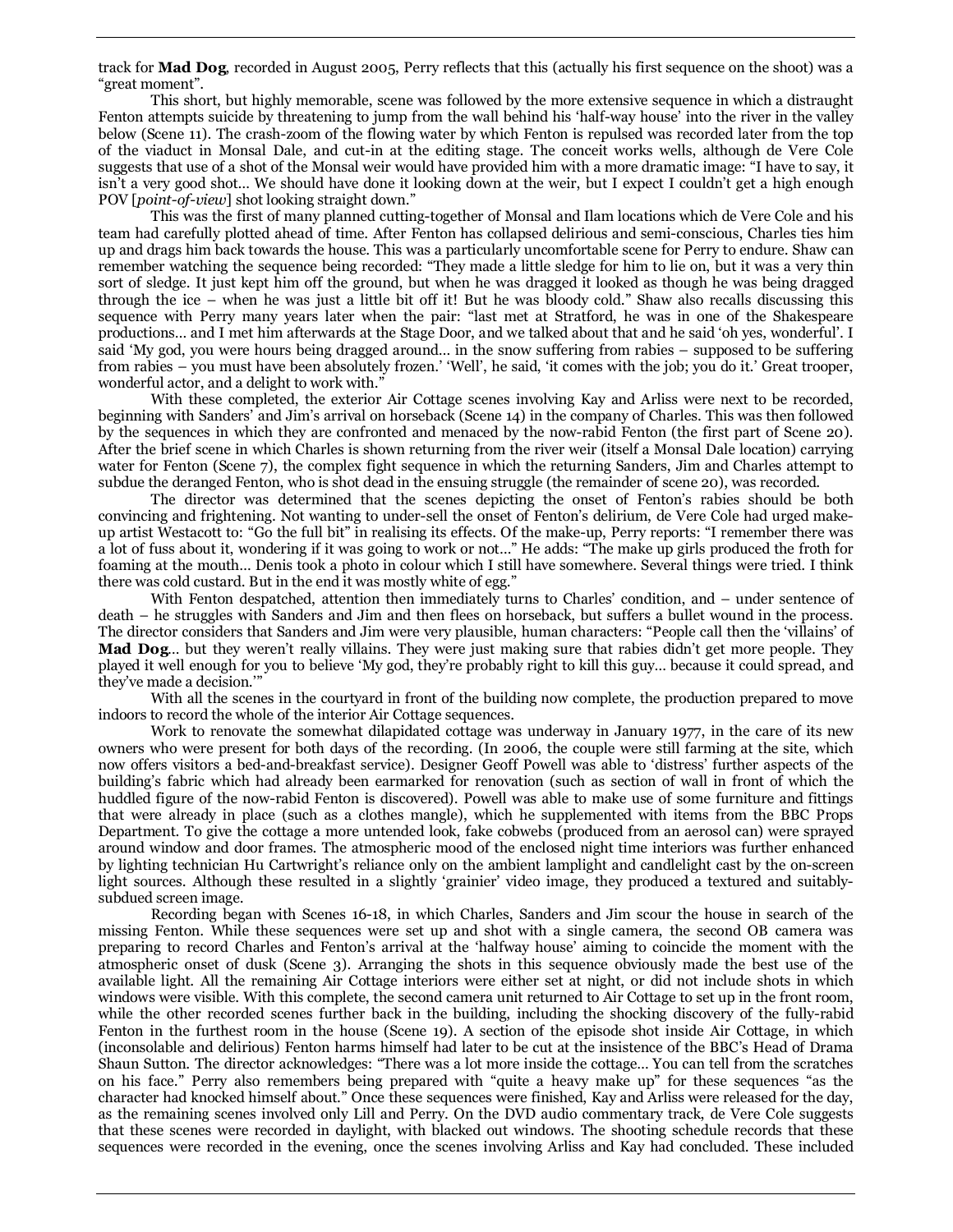track for **Mad Dog**, recorded in August 2005, Perry reflects that this (actually his first sequence on the shoot) was a "great moment".

This short, but highly memorable, scene was followed by the more extensive sequence in which a distraught Fenton attempts suicide by threatening to jump from the wall behind his 'half-way house' into the river in the valley below (Scene 11). The crash-zoom of the flowing water by which Fenton is repulsed was recorded later from the top of the viaduct in Monsal Dale, and cut-in at the editing stage. The conceit works wells, although de Vere Cole suggests that use of a shot of the Monsal weir would have provided him with a more dramatic image: "I have to say, it isn't a very good shot… We should have done it looking down at the weir, but I expect I couldn't get a high enough POV [*point-of-view*] shot looking straight down."

This was the first of many planned cutting-together of Monsal and Ilam locations which de Vere Cole and his team had carefully plotted ahead of time. After Fenton has collapsed delirious and semi-conscious, Charles ties him up and drags him back towards the house. This was a particularly uncomfortable scene for Perry to endure. Shaw can remember watching the sequence being recorded: "They made a little sledge for him to lie on, but it was a very thin sort of sledge. It just kept him off the ground, but when he was dragged it looked as though he was being dragged through the ice – when he was just a little bit off it! But he was bloody cold." Shaw also recalls discussing this sequence with Perry many years later when the pair: "last met at Stratford, he was in one of the Shakespeare productions… and I met him afterwards at the Stage Door, and we talked about that and he said 'oh yes, wonderful'. I said 'My god, you were hours being dragged around… in the snow suffering from rabies – supposed to be suffering from rabies – you must have been absolutely frozen.' 'Well', he said, 'it comes with the job; you do it.' Great trooper, wonderful actor, and a delight to work with."

With these completed, the exterior Air Cottage scenes involving Kay and Arliss were next to be recorded, beginning with Sanders' and Jim's arrival on horseback (Scene 14) in the company of Charles. This was then followed by the sequences in which they are confronted and menaced by the now-rabid Fenton (the first part of Scene 20). After the brief scene in which Charles is shown returning from the river weir (itself a Monsal Dale location) carrying water for Fenton (Scene 7), the complex fight sequence in which the returning Sanders, Jim and Charles attempt to subdue the deranged Fenton, who is shot dead in the ensuing struggle (the remainder of scene 20), was recorded.

The director was determined that the scenes depicting the onset of Fenton's rabies should be both convincing and frightening. Not wanting to under-sell the onset of Fenton's delirium, de Vere Cole had urged make-up artist Westacott to: "Go the full bit" in realising its effects. Of the make-up, Perry reports: "I remember there was a lot of fuss about it, wondering if it was going to work or not…" He adds: "The make up girls produced the froth for foaming at the mouth… Denis took a photo in colour which I still have somewhere. Several things were tried. I think there was cold custard. But in the end it was mostly white of egg."

With Fenton despatched, attention then immediately turns to Charles' condition, and – under sentence of death – he struggles with Sanders and Jim and then flees on horseback, but suffers a bullet wound in the process. The director considers that Sanders and Jim were very plausible, human characters: "People call then the 'villains' of **Mad Dog**… but they weren't really villains. They were just making sure that rabies didn't get more people. They played it well enough for you to believe 'My god, they're probably right to kill this guy… because it could spread, and they've made a decision.'"

With all the scenes in the courtyard in front of the building now complete, the production prepared to move indoors to record the whole of the interior Air Cottage sequences.

Work to renovate the somewhat dilapidated cottage was underway in January 1977, in the care of its new owners who were present for both days of the recording. (In 2006, the couple were still farming at the site, which now offers visitors a bed-and-breakfast service). Designer Geoff Powell was able to 'distress' further aspects of the building's fabric which had already been earmarked for renovation (such as section of wall in front of which the huddled figure of the now-rabid Fenton is discovered). Powell was able to make use of some furniture and fittings that were already in place (such as a clothes mangle), which he supplemented with items from the BBC Props Department. To give the cottage a more untended look, fake cobwebs (produced from an aerosol can) were sprayed around window and door frames. The atmospheric mood of the enclosed night time interiors was further enhanced by lighting technician Hu Cartwright's reliance only on the ambient lamplight and candlelight cast by the on-screen light sources. Although these resulted in a slightly 'grainier' video image, they produced a textured and suitably-subdued screen image.

Recording began with Scenes 16-18, in which Charles, Sanders and Jim scour the house in search of the missing Fenton. While these sequences were set up and shot with a single camera, the second OB camera was preparing to record Charles and Fenton's arrival at the 'halfway house' aiming to coincide the moment with the atmospheric onset of dusk (Scene 3). Arranging the shots in this sequence obviously made the best use of the available light. All the remaining Air Cottage interiors were either set at night, or did not include shots in which windows were visible. With this complete, the second camera unit returned to Air Cottage to set up in the front room, while the other recorded scenes further back in the building, including the shocking discovery of the fully-rabid Fenton in the furthest room in the house (Scene 19). A section of the episode shot inside Air Cottage, in which (inconsolable and delirious) Fenton harms himself had later to be cut at the insistence of the BBC's Head of Drama Shaun Sutton. The director acknowledges: "There was a lot more inside the cottage… You can tell from the scratches on his face." Perry also remembers being prepared with "quite a heavy make up" for these sequences "as the character had knocked himself about." Once these sequences were finished, Kay and Arliss were released for the day, as the remaining scenes involved only Lill and Perry. On the DVD audio commentary track, de Vere Cole suggests that these scenes were recorded in daylight, with blacked out windows. The shooting schedule records that these sequences were recorded in the evening, once the scenes involving Arliss and Kay had concluded. These included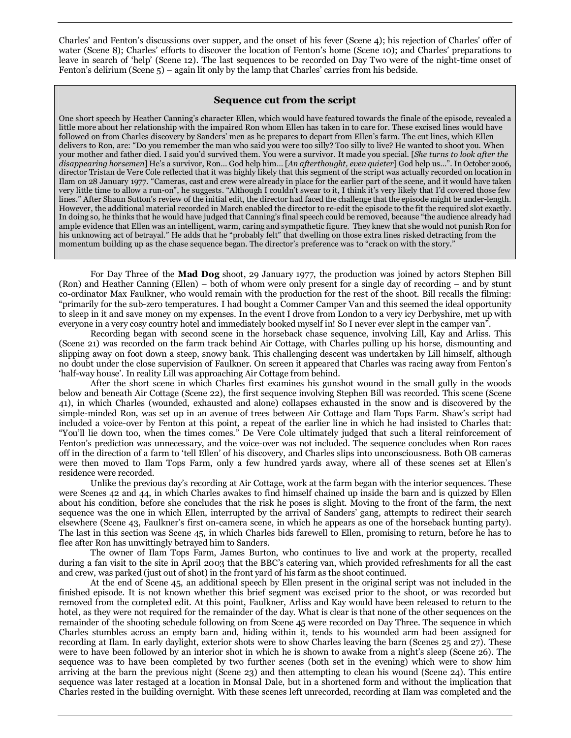Charles' and Fenton's discussions over supper, and the onset of his fever (Scene 4); his rejection of Charles' offer of water (Scene 8); Charles' efforts to discover the location of Fenton's home (Scene 10); and Charles' preparations to leave in search of 'help' (Scene 12). The last sequences to be recorded on Day Two were of the night-time onset of Fenton's delirium (Scene 5) – again lit only by the lamp that Charles' carries from his bedside.

### Sequence cut from the script

One short speech by Heather Canning's character Ellen, which would have featured towards the finale of the episode, revealed a little more about her relationship with the impaired Ron whom Ellen has taken in to care for. These excised lines would have followed on from Charles discovery by Sanders' men as he prepares to depart from Ellen's farm. The cut lines, which Ellen delivers to Ron, are: "Do you remember the man who said you were too silly? Too silly to live? He wanted to shoot you. When your mother and father died. I said you'd survived them. You were a survivor. It made you special. [*She turns to look after the disappearing horsemen*] He's a survivor, Ron… God help him… [*An afterthought, even quieter*] God help us…". In October 2006, director Tristan de Vere Cole reflected that it was highly likely that this segment of the script was actually recorded on location in Ilam on 28 January 1977. "Cameras, cast and crew were already in place for the earlier part of the scene, and it would have taken very little time to allow a run-on", he suggests. "Although I couldn't swear to it, I think it's very likely that I'd covered those few lines." After Shaun Sutton's review of the initial edit, the director had faced the challenge that the episode might be under-length. However, the additional material recorded in March enabled the director to re-edit the episode to the fit the required slot exactly. In doing so, he thinks that he would have judged that Canning's final speech could be removed, because "the audience already had ample evidence that Ellen was an intelligent, warm, caring and sympathetic figure. They knew that she would not punish Ron for his unknowing act of betrayal." He adds that he "probably felt" that dwelling on those extra lines risked detracting from the momentum building up as the chase sequence began. The director's preference was to "crack on with the story."

For Day Three of the **Mad Dog** shoot, 29 January 1977, the production was joined by actors Stephen Bill (Ron) and Heather Canning (Ellen) – both of whom were only present for a single day of recording – and by stunt co-ordinator Max Faulkner, who would remain with the production for the rest of the shoot. Bill recalls the filming: "primarily for the sub-zero temperatures. I had bought a Commer Camper Van and this seemed the ideal opportunity to sleep in it and save money on my expenses. In the event I drove from London to a very icy Derbyshire, met up with everyone in a very cosy country hotel and immediately booked myself in! So I never ever slept in the camper van".

Recording began with second scene in the horseback chase sequence, involving Lill, Kay and Arliss. This (Scene 21) was recorded on the farm track behind Air Cottage, with Charles pulling up his horse, dismounting and slipping away on foot down a steep, snowy bank. This challenging descent was undertaken by Lill himself, although no doubt under the close supervision of Faulkner. On screen it appeared that Charles was racing away from Fenton's 'half-way house'. In reality Lill was approaching Air Cottage from behind.

After the short scene in which Charles first examines his gunshot wound in the small gully in the woods below and beneath Air Cottage (Scene 22), the first sequence involving Stephen Bill was recorded. This scene (Scene 41), in which Charles (wounded, exhausted and alone) collapses exhausted in the snow and is discovered by the simple-minded Ron, was set up in an avenue of trees between Air Cottage and Ilam Tops Farm. Shaw's script had included a voice-over by Fenton at this point, a repeat of the earlier line in which he had insisted to Charles that: "You'll lie down too, when the times comes." De Vere Cole ultimately judged that such a literal reinforcement of Fenton's prediction was unnecessary, and the voice-over was not included. The sequence concludes when Ron races off in the direction of a farm to 'tell Ellen' of his discovery, and Charles slips into unconsciousness. Both OB cameras were then moved to Ilam Tops Farm, only a few hundred yards away, where all of these scenes set at Ellen's residence were recorded.

Unlike the previous day's recording at Air Cottage, work at the farm began with the interior sequences. These were Scenes 42 and 44, in which Charles awakes to find himself chained up inside the barn and is quizzed by Ellen about his condition, before she concludes that the risk he poses is slight. Moving to the front of the farm, the next sequence was the one in which Ellen, interrupted by the arrival of Sanders' gang, attempts to redirect their search elsewhere (Scene 43, Faulkner's first on-camera scene, in which he appears as one of the horseback hunting party). The last in this section was Scene 45, in which Charles bids farewell to Ellen, promising to return, before he has to flee after Ron has unwittingly betrayed him to Sanders.

The owner of Ilam Tops Farm, James Burton, who continues to live and work at the property, recalled during a fan visit to the site in April 2003 that the BBC's catering van, which provided refreshments for all the cast and crew, was parked (just out of shot) in the front yard of his farm as the shoot continued.

At the end of Scene 45, an additional speech by Ellen present in the original script was not included in the finished episode. It is not known whether this brief segment was excised prior to the shoot, or was recorded but removed from the completed edit. At this point, Faulkner, Arliss and Kay would have been released to return to the hotel, as they were not required for the remainder of the day. What is clear is that none of the other sequences on the remainder of the shooting schedule following on from Scene 45 were recorded on Day Three. The sequence in which Charles stumbles across an empty barn and, hiding within it, tends to his wounded arm had been assigned for recording at Ilam. In early daylight, exterior shots were to show Charles leaving the barn (Scenes 25 and 27). These were to have been followed by an interior shot in which he is shown to awake from a night's sleep (Scene 26). The sequence was to have been completed by two further scenes (both set in the evening) which were to show him arriving at the barn the previous night (Scene 23) and then attempting to clean his wound (Scene 24). This entire sequence was later restaged at a location in Monsal Dale, but in a shortened form and without the implication that Charles rested in the building overnight. With these scenes left unrecorded, recording at Ilam was completed and the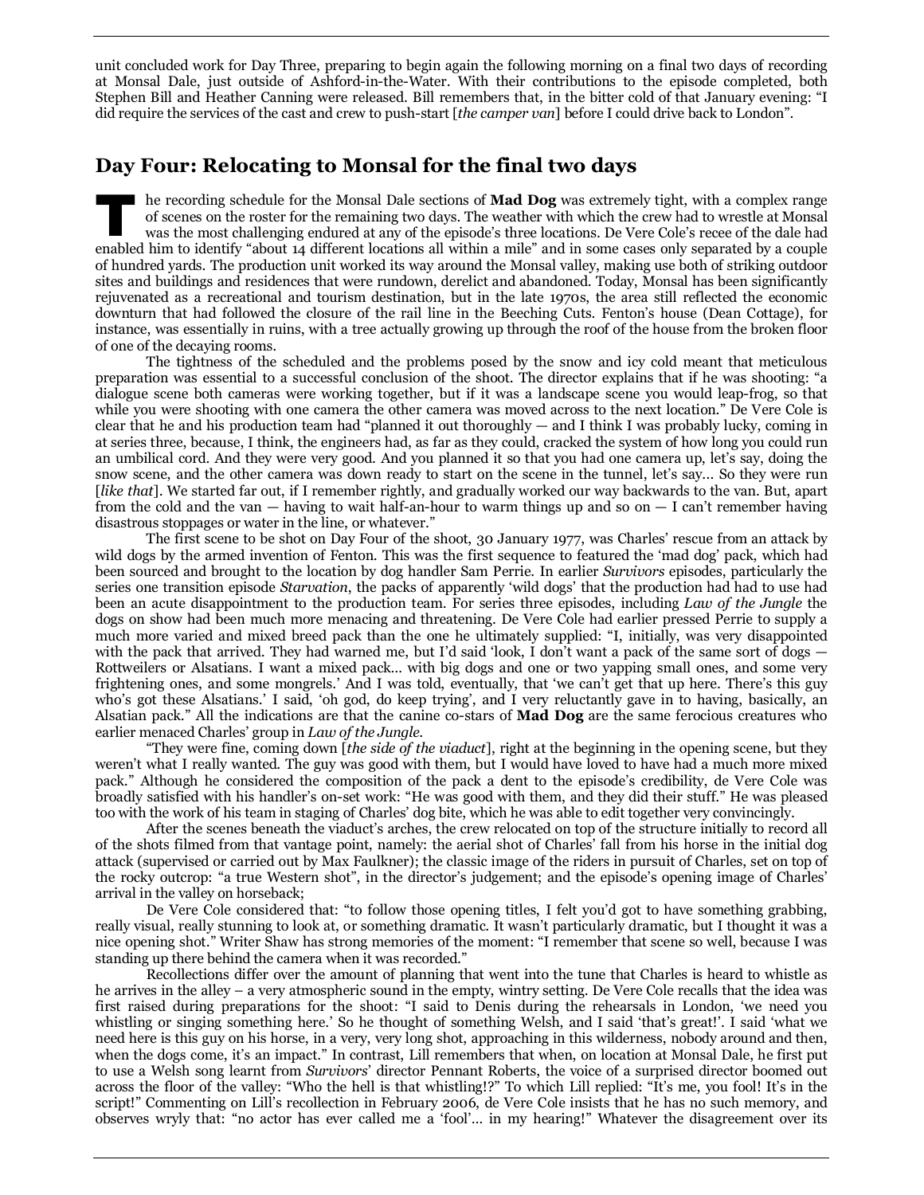unit concluded work for Day Three, preparing to begin again the following morning on a final two days of recording at Monsal Dale, just outside of Ashford-in-the-Water. With their contributions to the episode completed, both Stephen Bill and Heather Canning were released. Bill remembers that, in the bitter cold of that January evening: "I did require the services of the cast and crew to push-start [*the camper van*] before I could drive back to London".

## Day Four: Relocating to Monsal for the final two days

The recording schedule for the Monsal Dale sections of **Mad Dog** was extremely tight, with a complex range of scenes on the roster for the remaining two days. The weather with which the crew had to wrestle at Monsal was the most challenging endured at any of the episode's three locations. De Vere Cole's recee of the dale had enabled him to identify "about 14 different locations all within a mile" and in some cases only separated by a couple of hundred yards. The production unit worked its way around the Monsal valley, making use both of striking outdoor sites and buildings and residences that were rundown, derelict and abandoned. Today, Monsal has been significantly rejuvenated as a recreational and tourism destination, but in the late 1970s, the area still reflected the economic downturn that had followed the closure of the rail line in the Beeching Cuts. Fenton's house (Dean Cottage), for instance, was essentially in ruins, with a tree actually growing up through the roof of the house from the broken floor of one of the decaying rooms.

The tightness of the scheduled and the problems posed by the snow and icy cold meant that meticulous preparation was essential to a successful conclusion of the shoot. The director explains that if he was shooting: "a dialogue scene both cameras were working together, but if it was a landscape scene you would leap-frog, so that while you were shooting with one camera the other camera was moved across to the next location." De Vere Cole is clear that he and his production team had "planned it out thoroughly — and I think I was probably lucky, coming in at series three, because, I think, the engineers had, as far as they could, cracked the system of how long you could run an umbilical cord. And they were very good. And you planned it so that you had one camera up, let's say, doing the snow scene, and the other camera was down ready to start on the scene in the tunnel, let's say… So they were run [*like that*]. We started far out, if I remember rightly, and gradually worked our way backwards to the van. But, apart from the cold and the van — having to wait half-an-hour to warm things up and so on — I can't remember having disastrous stoppages or water in the line, or whatever."

The first scene to be shot on Day Four of the shoot, 30 January 1977, was Charles' rescue from an attack by wild dogs by the armed invention of Fenton. This was the first sequence to featured the 'mad dog' pack, which had been sourced and brought to the location by dog handler Sam Perrie. In earlier *Survivors* episodes, particularly the series one transition episode *Starvation*, the packs of apparently 'wild dogs' that the production had had to use had been an acute disappointment to the production team. For series three episodes, including *Law of the Jungle* the dogs on show had been much more menacing and threatening. De Vere Cole had earlier pressed Perrie to supply a much more varied and mixed breed pack than the one he ultimately supplied: "I, initially, was very disappointed with the pack that arrived. They had warned me, but I'd said 'look, I don't want a pack of the same sort of dogs — Rottweilers or Alsatians. I want a mixed pack… with big dogs and one or two yapping small ones, and some very frightening ones, and some mongrels.' And I was told, eventually, that 'we can't get that up here. There's this guy who's got these Alsatians.' I said, 'oh god, do keep trying', and I very reluctantly gave in to having, basically, an Alsatian pack." All the indications are that the canine co-stars of **Mad Dog** are the same ferocious creatures who earlier menaced Charles' group in *Law of the Jungle*.

"They were fine, coming down [*the side of the viaduct*], right at the beginning in the opening scene, but they weren't what I really wanted. The guy was good with them, but I would have loved to have had a much more mixed pack." Although he considered the composition of the pack a dent to the episode's credibility, de Vere Cole was broadly satisfied with his handler's on-set work: "He was good with them, and they did their stuff." He was pleased too with the work of his team in staging of Charles' dog bite, which he was able to edit together very convincingly.

After the scenes beneath the viaduct's arches, the crew relocated on top of the structure initially to record all of the shots filmed from that vantage point, namely: the aerial shot of Charles' fall from his horse in the initial dog attack (supervised or carried out by Max Faulkner); the classic image of the riders in pursuit of Charles, set on top of the rocky outcrop: "a true Western shot", in the director's judgement; and the episode's opening image of Charles' arrival in the valley on horseback;

De Vere Cole considered that: "to follow those opening titles, I felt you'd got to have something grabbing, really visual, really stunning to look at, or something dramatic. It wasn't particularly dramatic, but I thought it was a nice opening shot." Writer Shaw has strong memories of the moment: "I remember that scene so well, because I was standing up there behind the camera when it was recorded."

Recollections differ over the amount of planning that went into the tune that Charles is heard to whistle as he arrives in the alley – a very atmospheric sound in the empty, wintry setting. De Vere Cole recalls that the idea was first raised during preparations for the shoot: "I said to Denis during the rehearsals in London, 'we need you whistling or singing something here.' So he thought of something Welsh, and I said 'that's great!'. I said 'what we need here is this guy on his horse, in a very, very long shot, approaching in this wilderness, nobody around and then, when the dogs come, it's an impact." In contrast, Lill remembers that when, on location at Monsal Dale, he first put to use a Welsh song learnt from *Survivors*' director Pennant Roberts, the voice of a surprised director boomed out across the floor of the valley: "Who the hell is that whistling!?" To which Lill replied: "It's me, you fool! It's in the script!" Commenting on Lill's recollection in February 2006, de Vere Cole insists that he has no such memory, and observes wryly that: "no actor has ever called me a 'fool'… in my hearing!" Whatever the disagreement over its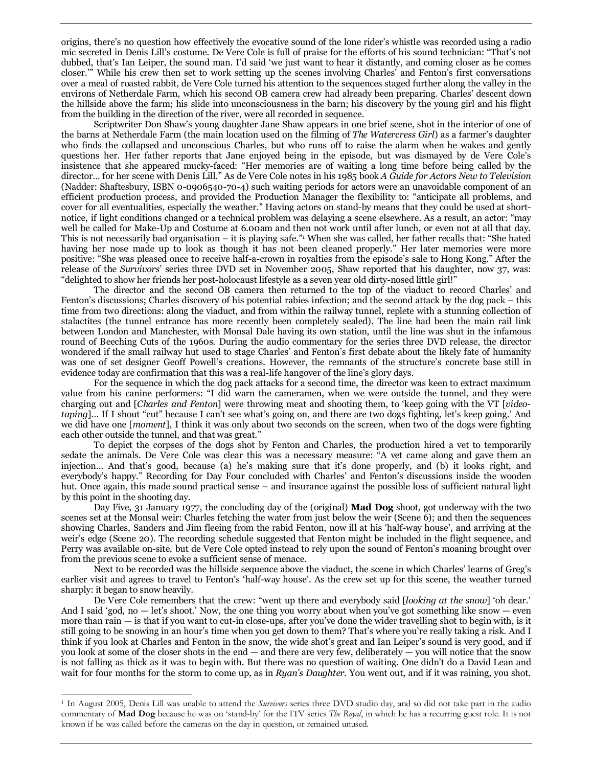origins, there's no question how effectively the evocative sound of the lone rider's whistle was recorded using a radio mic secreted in Denis Lill's costume. De Vere Cole is full of praise for the efforts of his sound technician: "That's not dubbed, that's Ian Leiper, the sound man. I'd said 'we just want to hear it distantly, and coming closer as he comes closer.'" While his crew then set to work setting up the scenes involving Charles' and Fenton's first conversations over a meal of roasted rabbit, de Vere Cole turned his attention to the sequences staged further along the valley in the environs of Netherdale Farm, which his second OB camera crew had already been preparing. Charles' descent down the hillside above the farm; his slide into unconsciousness in the barn; his discovery by the young girl and his flight from the building in the direction of the river, were all recorded in sequence.

Scriptwriter Don Shaw's young daughter Jane Shaw appears in one brief scene, shot in the interior of one of the barns at Netherdale Farm (the main location used on the filming of *The Watercress Girl*) as a farmer's daughter who finds the collapsed and unconscious Charles, but who runs off to raise the alarm when he wakes and gently questions her. Her father reports that Jane enjoyed being in the episode, but was dismayed by de Vere Cole's insistence that she appeared mucky-faced: "Her memories are of waiting a long time before being called by the director… for her scene with Denis Lill." As de Vere Cole notes in his 1985 book *A Guide for Actors New to Television* (Nadder: Shaftesbury, ISBN 0-0906540-70-4) such waiting periods for actors were an unavoidable component of an efficient production process, and provided the Production Manager the flexibility to: "anticipate all problems, and cover for all eventualities, especially the weather." Having actors on stand-by means that they could be used at short-notice, if light conditions changed or a technical problem was delaying a scene elsewhere. As a result, an actor: "may well be called for Make-Up and Costume at 6.00am and then not work until after lunch, or even not at all that day. This is not necessarily bad organisation – it is playing safe."[1] When she was called, her father recalls that: "She hated having her nose made up to look as though it has not been cleaned properly." Her later memories were more positive: "She was pleased once to receive half-a-crown in royalties from the episode's sale to Hong Kong." After the release of the *Survivors*' series three DVD set in November 2005, Shaw reported that his daughter, now 37, was: "delighted to show her friends her post-holocaust lifestyle as a seven year old dirty-nosed little girl!"

The director and the second OB camera then returned to the top of the viaduct to record Charles' and Fenton's discussions; Charles discovery of his potential rabies infection; and the second attack by the dog pack – this time from two directions: along the viaduct, and from within the railway tunnel, replete with a stunning collection of stalactites (the tunnel entrance has more recently been completely sealed). The line had been the main rail link between London and Manchester, with Monsal Dale having its own station, until the line was shut in the infamous round of Beeching Cuts of the 1960s. During the audio commentary for the series three DVD release, the director wondered if the small railway hut used to stage Charles' and Fenton's first debate about the likely fate of humanity was one of set designer Geoff Powell's creations. However, the remnants of the structure's concrete base still in evidence today are confirmation that this was a real-life hangover of the line's glory days.

For the sequence in which the dog pack attacks for a second time, the director was keen to extract maximum value from his canine performers: "I did warn the cameramen, when we were outside the tunnel, and they were charging out and [*Charles and Fenton*] were throwing meat and shooting them, to 'keep going with the VT [*video-taping*]… If I shout "cut" because I can't see what's going on, and there are two dogs fighting, let's keep going.' And we did have one [*moment*], I think it was only about two seconds on the screen, when two of the dogs were fighting each other outside the tunnel, and that was great."

To depict the corpses of the dogs shot by Fenton and Charles, the production hired a vet to temporarily sedate the animals. De Vere Cole was clear this was a necessary measure: "A vet came along and gave them an injection… And that's good, because (a) he's making sure that it's done properly, and (b) it looks right, and everybody's happy." Recording for Day Four concluded with Charles' and Fenton's discussions inside the wooden hut. Once again, this made sound practical sense – and insurance against the possible loss of sufficient natural light by this point in the shooting day.

Day Five, 31 January 1977, the concluding day of the (original) **Mad Dog** shoot, got underway with the two scenes set at the Monsal weir: Charles fetching the water from just below the weir (Scene 6); and then the sequences showing Charles, Sanders and Jim fleeing from the rabid Fenton, now ill at his 'half-way house', and arriving at the weir's edge (Scene 20). The recording schedule suggested that Fenton might be included in the flight sequence, and Perry was available on-site, but de Vere Cole opted instead to rely upon the sound of Fenton's moaning brought over from the previous scene to evoke a sufficient sense of menace.

Next to be recorded was the hillside sequence above the viaduct, the scene in which Charles' learns of Greg's earlier visit and agrees to travel to Fenton's 'half-way house'. As the crew set up for this scene, the weather turned sharply: it began to snow heavily.

De Vere Cole remembers that the crew: "went up there and everybody said [*looking at the snow*] 'oh dear.' And I said 'god, no — let's shoot.' Now, the one thing you worry about when you've got something like snow — even more than rain — is that if you want to cut-in close-ups, after you've done the wider travelling shot to begin with, is it still going to be snowing in an hour's time when you get down to them? That's where you're really taking a risk. And I think if you look at Charles and Fenton in the snow, the wide shot's great and Ian Leiper's sound is very good, and if you look at some of the closer shots in the end — and there are very few, deliberately — you will notice that the snow is not falling as thick as it was to begin with. But there was no question of waiting. One didn't do a David Lean and wait for four months for the storm to come up, as in *Ryan's Daughter*. You went out, and if it was raining, you shot.

---

[1] In August 2005, Denis Lill was unable to attend the *Survivors* series three DVD studio day, and so did not take part in the audio commentary of **Mad Dog** because he was on 'stand-by' for the ITV series *The Royal*, in which he has a recurring guest role. It is not known if he was called before the cameras on the day in question, or remained unused.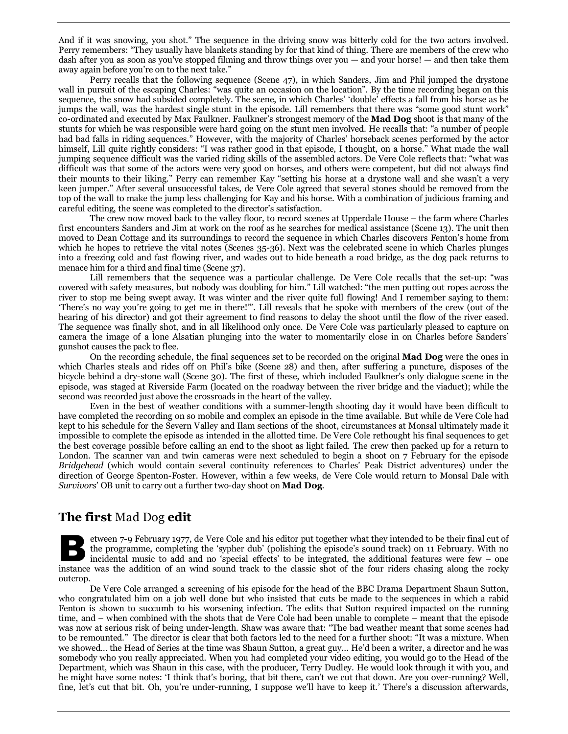And if it was snowing, you shot." The sequence in the driving snow was bitterly cold for the two actors involved. Perry remembers: "They usually have blankets standing by for that kind of thing. There are members of the crew who dash after you as soon as you've stopped filming and throw things over you — and your horse! — and then take them away again before you're on to the next take."

Perry recalls that the following sequence (Scene 47), in which Sanders, Jim and Phil jumped the drystone wall in pursuit of the escaping Charles: "was quite an occasion on the location". By the time recording began on this sequence, the snow had subsided completely. The scene, in which Charles' 'double' effects a fall from his horse as he jumps the wall, was the hardest single stunt in the episode. Lill remembers that there was "some good stunt work" co-ordinated and executed by Max Faulkner. Faulkner's strongest memory of the **Mad Dog** shoot is that many of the stunts for which he was responsible were hard going on the stunt men involved. He recalls that: "a number of people had bad falls in riding sequences." However, with the majority of Charles' horseback scenes performed by the actor himself, Lill quite rightly considers: "I was rather good in that episode, I thought, on a horse." What made the wall jumping sequence difficult was the varied riding skills of the assembled actors. De Vere Cole reflects that: "what was difficult was that some of the actors were very good on horses, and others were competent, but did not always find their mounts to their liking." Perry can remember Kay "setting his horse at a drystone wall and she wasn't a very keen jumper." After several unsuccessful takes, de Vere Cole agreed that several stones should be removed from the top of the wall to make the jump less challenging for Kay and his horse. With a combination of judicious framing and careful editing, the scene was completed to the director's satisfaction.

The crew now moved back to the valley floor, to record scenes at Upperdale House – the farm where Charles first encounters Sanders and Jim at work on the roof as he searches for medical assistance (Scene 13). The unit then moved to Dean Cottage and its surroundings to record the sequence in which Charles discovers Fenton's home from which he hopes to retrieve the vital notes (Scenes 35-36). Next was the celebrated scene in which Charles plunges into a freezing cold and fast flowing river, and wades out to hide beneath a road bridge, as the dog pack returns to menace him for a third and final time (Scene 37).

Lill remembers that the sequence was a particular challenge. De Vere Cole recalls that the set-up: "was covered with safety measures, but nobody was doubling for him." Lill watched: "the men putting out ropes across the river to stop me being swept away. It was winter and the river quite full flowing! And I remember saying to them: 'There's no way you're going to get me in there!'". Lill reveals that he spoke with members of the crew (out of the hearing of his director) and got their agreement to find reasons to delay the shoot until the flow of the river eased. The sequence was finally shot, and in all likelihood only once. De Vere Cole was particularly pleased to capture on camera the image of a lone Alsatian plunging into the water to momentarily close in on Charles before Sanders' gunshot causes the pack to flee.

On the recording schedule, the final sequences set to be recorded on the original **Mad Dog** were the ones in which Charles steals and rides off on Phil's bike (Scene 28) and then, after suffering a puncture, disposes of the bicycle behind a dry-stone wall (Scene 30). The first of these, which included Faulkner's only dialogue scene in the episode, was staged at Riverside Farm (located on the roadway between the river bridge and the viaduct); while the second was recorded just above the crossroads in the heart of the valley.

Even in the best of weather conditions with a summer-length shooting day it would have been difficult to have completed the recording on so mobile and complex an episode in the time available. But while de Vere Cole had kept to his schedule for the Severn Valley and Ilam sections of the shoot, circumstances at Monsal ultimately made it impossible to complete the episode as intended in the allotted time. De Vere Cole rethought his final sequences to get the best coverage possible before calling an end to the shoot as light failed. The crew then packed up for a return to London. The scanner van and twin cameras were next scheduled to begin a shoot on 7 February for the episode *Bridgehead* (which would contain several continuity references to Charles' Peak District adventures) under the direction of George Spenton-Foster. However, within a few weeks, de Vere Cole would return to Monsal Dale with *Survivors*' OB unit to carry out a further two-day shoot on **Mad Dog**.

## The first Mad Dog edit

Between 7-9 February 1977, de Vere Cole and his editor put together what they intended to be their final cut of the programme, completing the 'sypher dub' (polishing the episode's sound track) on 11 February. With no incidental music to add and no 'special effects' to be integrated, the additional features were few – one instance was the addition of an wind sound track to the classic shot of the four riders chasing along the rocky outcrop.

De Vere Cole arranged a screening of his episode for the head of the BBC Drama Department Shaun Sutton, who congratulated him on a job well done but who insisted that cuts be made to the sequences in which a rabid Fenton is shown to succumb to his worsening infection. The edits that Sutton required impacted on the running time, and – when combined with the shots that de Vere Cole had been unable to complete – meant that the episode was now at serious risk of being under-length. Shaw was aware that: "The bad weather meant that some scenes had to be remounted." The director is clear that both factors led to the need for a further shoot: "It was a mixture. When we showed... the Head of Series at the time was Shaun Sutton, a great guy... He'd been a writer, a director and he was somebody who you really appreciated. When you had completed your video editing, you would go to the Head of the Department, which was Shaun in this case, with the producer, Terry Dudley. He would look through it with you, and he might have some notes: 'I think that's boring, that bit there, can't we cut that down. Are you over-running? Well, fine, let's cut that bit. Oh, you're under-running, I suppose we'll have to keep it.' There's a discussion afterwards,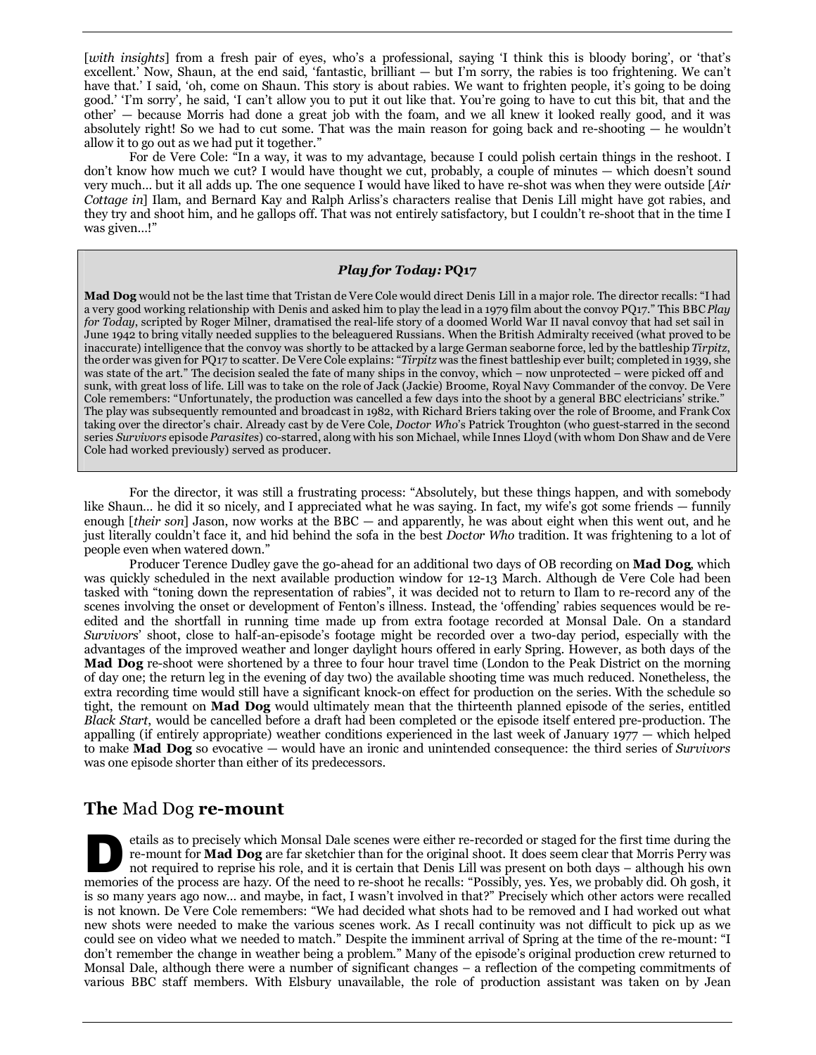[*with insights*] from a fresh pair of eyes, who's a professional, saying 'I think this is bloody boring', or 'that's excellent.' Now, Shaun, at the end said, 'fantastic, brilliant — but I'm sorry, the rabies is too frightening. We can't have that.' I said, 'oh, come on Shaun. This story is about rabies. We want to frighten people, it's going to be doing good.' 'I'm sorry', he said, 'I can't allow you to put it out like that. You're going to have to cut this bit, that and the other' — because Morris had done a great job with the foam, and we all knew it looked really good, and it was absolutely right! So we had to cut some. That was the main reason for going back and re-shooting — he wouldn't allow it to go out as we had put it together."

For de Vere Cole: "In a way, it was to my advantage, because I could polish certain things in the reshoot. I don't know how much we cut? I would have thought we cut, probably, a couple of minutes — which doesn't sound very much… but it all adds up. The one sequence I would have liked to have re-shot was when they were outside [*Air Cottage in*] Ilam, and Bernard Kay and Ralph Arliss's characters realise that Denis Lill might have got rabies, and they try and shoot him, and he gallops off. That was not entirely satisfactory, but I couldn't re-shoot that in the time I was given…!"

> ***Play for Today:* PQ17**
>
> **Mad Dog** would not be the last time that Tristan de Vere Cole would direct Denis Lill in a major role. The director recalls: "I had a very good working relationship with Denis and asked him to play the lead in a 1979 film about the convoy PQ17." This BBC *Play for Today*, scripted by Roger Milner, dramatised the real-life story of a doomed World War II naval convoy that had set sail in June 1942 to bring vitally needed supplies to the beleaguered Russians. When the British Admiralty received (what proved to be inaccurate) intelligence that the convoy was shortly to be attacked by a large German seaborne force, led by the battleship *Tirpitz*, the order was given for PQ17 to scatter. De Vere Cole explains: "*Tirpitz* was the finest battleship ever built; completed in 1939, she was state of the art." The decision sealed the fate of many ships in the convoy, which – now unprotected – were picked off and sunk, with great loss of life. Lill was to take on the role of Jack (Jackie) Broome, Royal Navy Commander of the convoy. De Vere Cole remembers: "Unfortunately, the production was cancelled a few days into the shoot by a general BBC electricians' strike." The play was subsequently remounted and broadcast in 1982, with Richard Briers taking over the role of Broome, and Frank Cox taking over the director's chair. Already cast by de Vere Cole, *Doctor Who*'s Patrick Troughton (who guest-starred in the second series *Survivors* episode *Parasites*) co-starred, along with his son Michael, while Innes Lloyd (with whom Don Shaw and de Vere Cole had worked previously) served as producer.

For the director, it was still a frustrating process: "Absolutely, but these things happen, and with somebody like Shaun… he did it so nicely, and I appreciated what he was saying. In fact, my wife's got some friends — funnily enough [*their son*] Jason, now works at the BBC — and apparently, he was about eight when this went out, and he just literally couldn't face it, and hid behind the sofa in the best *Doctor Who* tradition. It was frightening to a lot of people even when watered down."

Producer Terence Dudley gave the go-ahead for an additional two days of OB recording on **Mad Dog**, which was quickly scheduled in the next available production window for 12-13 March. Although de Vere Cole had been tasked with "toning down the representation of rabies", it was decided not to return to Ilam to re-record any of the scenes involving the onset or development of Fenton's illness. Instead, the 'offending' rabies sequences would be re-edited and the shortfall in running time made up from extra footage recorded at Monsal Dale. On a standard *Survivors*' shoot, close to half-an-episode's footage might be recorded over a two-day period, especially with the advantages of the improved weather and longer daylight hours offered in early Spring. However, as both days of the **Mad Dog** re-shoot were shortened by a three to four hour travel time (London to the Peak District on the morning of day one; the return leg in the evening of day two) the available shooting time was much reduced. Nonetheless, the extra recording time would still have a significant knock-on effect for production on the series. With the schedule so tight, the remount on **Mad Dog** would ultimately mean that the thirteenth planned episode of the series, entitled *Black Start*, would be cancelled before a draft had been completed or the episode itself entered pre-production. The appalling (if entirely appropriate) weather conditions experienced in the last week of January 1977 — which helped to make **Mad Dog** so evocative — would have an ironic and unintended consequence: the third series of *Survivors* was one episode shorter than either of its predecessors.

## The *Mad Dog* re-mount

Details as to precisely which Monsal Dale scenes were either re-recorded or staged for the first time during the re-mount for **Mad Dog** are far sketchier than for the original shoot. It does seem clear that Morris Perry was not required to reprise his role, and it is certain that Denis Lill was present on both days – although his own memories of the process are hazy. Of the need to re-shoot he recalls: "Possibly, yes. Yes, we probably did. Oh gosh, it is so many years ago now… and maybe, in fact, I wasn't involved in that?" Precisely which other actors were recalled is not known. De Vere Cole remembers: "We had decided what shots had to be removed and I had worked out what new shots were needed to make the various scenes work. As I recall continuity was not difficult to pick up as we could see on video what we needed to match." Despite the imminent arrival of Spring at the time of the re-mount: "I don't remember the change in weather being a problem." Many of the episode's original production crew returned to Monsal Dale, although there were a number of significant changes – a reflection of the competing commitments of various BBC staff members. With Elsbury unavailable, the role of production assistant was taken on by Jean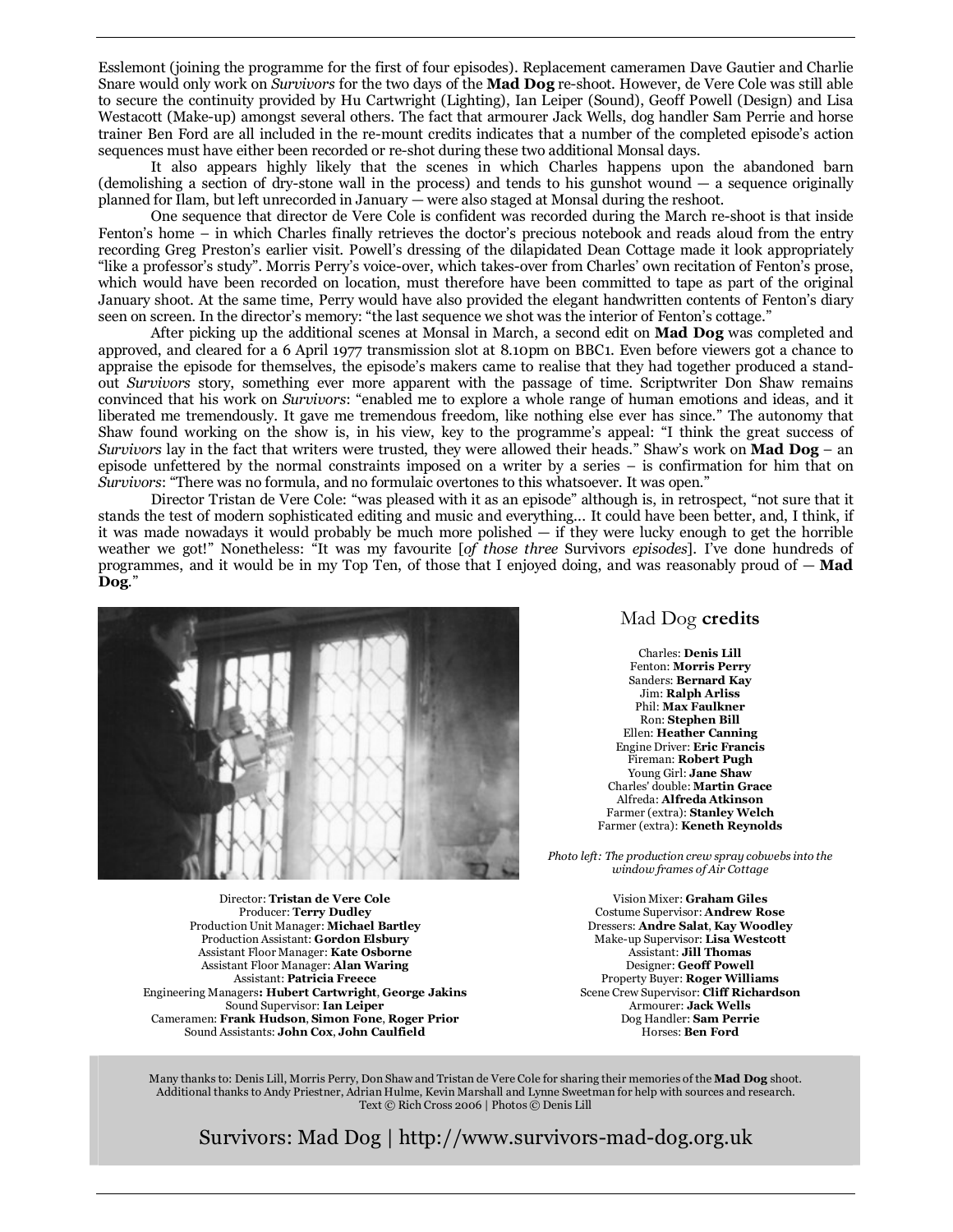Esslemont (joining the programme for the first of four episodes). Replacement cameramen Dave Gautier and Charlie Snare would only work on *Survivors* for the two days of the **Mad Dog** re-shoot. However, de Vere Cole was still able to secure the continuity provided by Hu Cartwright (Lighting), Ian Leiper (Sound), Geoff Powell (Design) and Lisa Westacott (Make-up) amongst several others. The fact that armourer Jack Wells, dog handler Sam Perrie and horse trainer Ben Ford are all included in the re-mount credits indicates that a number of the completed episode's action sequences must have either been recorded or re-shot during these two additional Monsal days.

It also appears highly likely that the scenes in which Charles happens upon the abandoned barn (demolishing a section of dry-stone wall in the process) and tends to his gunshot wound — a sequence originally planned for Ilam, but left unrecorded in January — were also staged at Monsal during the reshoot.

One sequence that director de Vere Cole is confident was recorded during the March re-shoot is that inside Fenton's home – in which Charles finally retrieves the doctor's precious notebook and reads aloud from the entry recording Greg Preston's earlier visit. Powell's dressing of the dilapidated Dean Cottage made it look appropriately "like a professor's study". Morris Perry's voice-over, which takes-over from Charles' own recitation of Fenton's prose, which would have been recorded on location, must therefore have been committed to tape as part of the original January shoot. At the same time, Perry would have also provided the elegant handwritten contents of Fenton's diary seen on screen. In the director's memory: "the last sequence we shot was the interior of Fenton's cottage."

After picking up the additional scenes at Monsal in March, a second edit on **Mad Dog** was completed and approved, and cleared for a 6 April 1977 transmission slot at 8.10pm on BBC1. Even before viewers got a chance to appraise the episode for themselves, the episode's makers came to realise that they had together produced a stand-out *Survivors* story, something ever more apparent with the passage of time. Scriptwriter Don Shaw remains convinced that his work on *Survivors*: "enabled me to explore a whole range of human emotions and ideas, and it liberated me tremendously. It gave me tremendous freedom, like nothing else ever has since." The autonomy that Shaw found working on the show is, in his view, key to the programme's appeal: "I think the great success of *Survivors* lay in the fact that writers were trusted, they were allowed their heads." Shaw's work on **Mad Dog** – an episode unfettered by the normal constraints imposed on a writer by a series – is confirmation for him that on *Survivors*: "There was no formula, and no formulaic overtones to this whatsoever. It was open."

Director Tristan de Vere Cole: "was pleased with it as an episode" although is, in retrospect, "not sure that it stands the test of modern sophisticated editing and music and everything… It could have been better, and, I think, if it was made nowadays it would probably be much more polished — if they were lucky enough to get the horrible weather we got!" Nonetheless: "It was my favourite [*of those three* Survivors *episodes*]. I've done hundreds of programmes, and it would be in my Top Ten, of those that I enjoyed doing, and was reasonably proud of — **Mad Dog**."

## Mad Dog credits

Charles: **Denis Lill**
Fenton: **Morris Perry**
Sanders: **Bernard Kay**
Jim: **Ralph Arliss**
Phil: **Max Faulkner**
Ron: **Stephen Bill**
Ellen: **Heather Canning**
Engine Driver: **Eric Francis**
Fireman: **Robert Pugh**
Young Girl: **Jane Shaw**
Charles' double: **Martin Grace**
Alfreda: **Alfreda Atkinson**
Farmer (extra): **Stanley Welch**
Farmer (extra): **Keneth Reynolds**

*Photo left: The production crew spray cobwebs into the window frames of Air Cottage*

Director: **Tristan de Vere Cole**
Producer: **Terry Dudley**
Production Unit Manager: **Michael Bartley**
Production Assistant: **Gordon Elsbury**
Assistant Floor Manager: **Kate Osborne**
Assistant Floor Manager: **Alan Waring**
Assistant: **Patricia Freece**
Engineering Managers**: Hubert Cartwright**, **George Jakins**
Sound Supervisor: **Ian Leiper**
Cameramen: **Frank Hudson**, **Simon Fone**, **Roger Prior**
Sound Assistants: **John Cox**, **John Caulfield**

Vision Mixer: **Graham Giles**
Costume Supervisor: **Andrew Rose**
Dressers: **Andre Salat**, **Kay Woodley**
Make-up Supervisor: **Lisa Westcott**
Assistant: **Jill Thomas**
Designer: **Geoff Powell**
Property Buyer: **Roger Williams**
Scene Crew Supervisor: **Cliff Richardson**
Armourer: **Jack Wells**
Dog Handler: **Sam Perrie**
Horses: **Ben Ford**

Many thanks to: Denis Lill, Morris Perry, Don Shaw and Tristan de Vere Cole for sharing their memories of the **Mad Dog** shoot. Additional thanks to Andy Priestner, Adrian Hulme, Kevin Marshall and Lynne Sweetman for help with sources and research. Text © Rich Cross 2006 | Photos © Denis Lill

Survivors: Mad Dog | http://www.survivors-mad-dog.org.uk